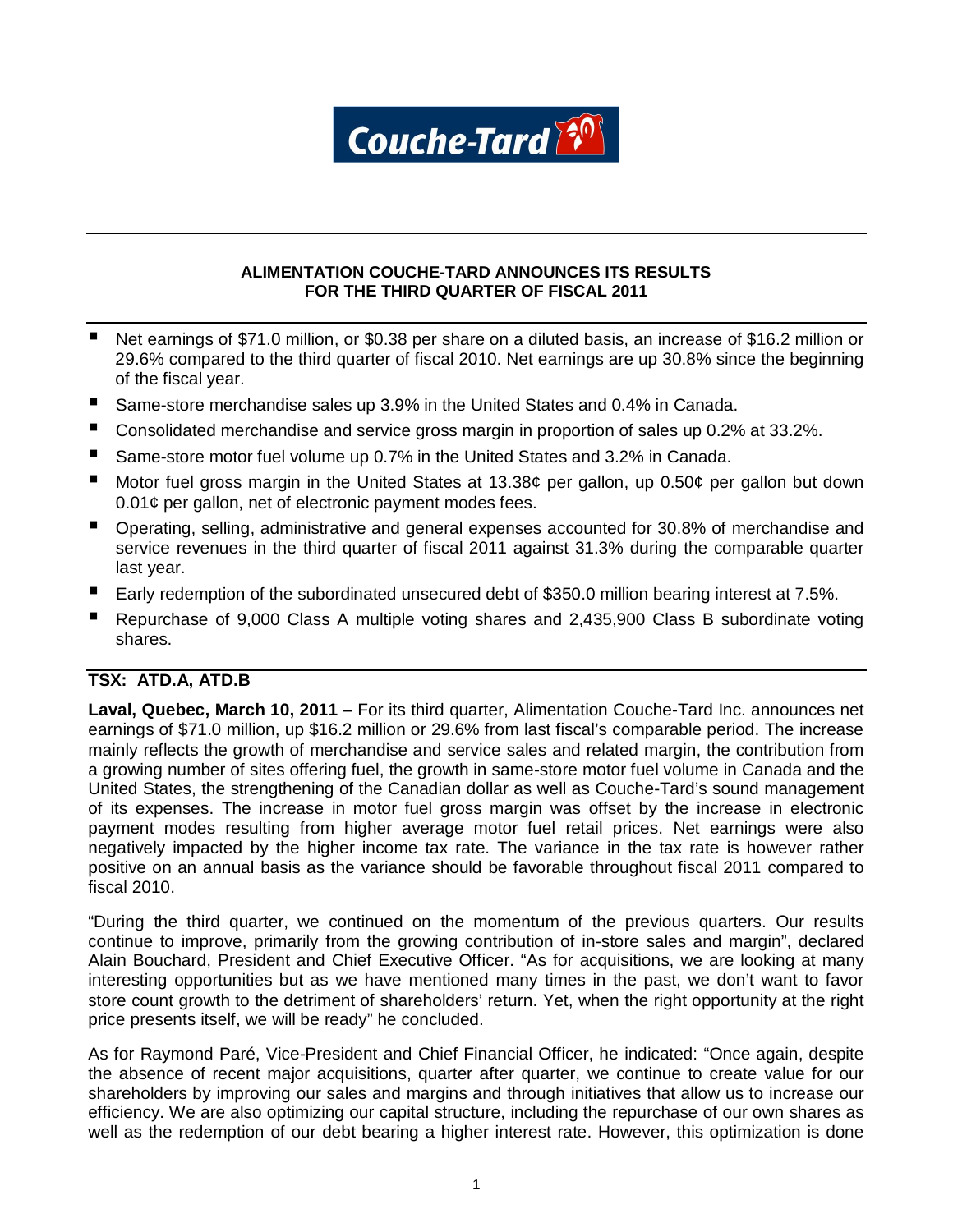Couche-Tard

## ALIMENTATION COUCHE-TARD ANNOUNCES ITS RESULTS FOR THE THIRD QUARTER OF FISCAL 2011

- Net earnings of $71.0 million, or $0.38 per share on a diluted basis, an increase of $16.2 million or 29.6% compared to the third quarter of fiscal 2010. Net earnings are up 30.8% since the beginning of the fiscal year.
- Same-store merchandise sales up 3.9% in the United States and 0.4% in Canada.
- Consolidated merchandise and service gross margin in proportion of sales up 0.2% at 33.2%.
- Same-store motor fuel volume up 0.7% in the United States and 3.2% in Canada.
- Motor fuel gross margin in the United States at 13.38¢ per gallon, up 0.50¢ per gallon but down 0.01¢ per gallon, net of electronic payment modes fees.
- Operating, selling, administrative and general expenses accounted for 30.8% of merchandise and service revenues in the third quarter of fiscal 2011 against 31.3% during the comparable quarter last year.
- Early redemption of the subordinated unsecured debt of $350.0 million bearing interest at 7.5%.
- Repurchase of 9,000 Class A multiple voting shares and 2,435,900 Class B subordinate voting shares.

**TSX: ATD.A, ATD.B**

**Laval, Quebec, March 10, 2011 –** For its third quarter, Alimentation Couche-Tard Inc. announces net earnings of $71.0 million, up $16.2 million or 29.6% from last fiscal's comparable period. The increase mainly reflects the growth of merchandise and service sales and related margin, the contribution from a growing number of sites offering fuel, the growth in same-store motor fuel volume in Canada and the United States, the strengthening of the Canadian dollar as well as Couche-Tard's sound management of its expenses. The increase in motor fuel gross margin was offset by the increase in electronic payment modes resulting from higher average motor fuel retail prices. Net earnings were also negatively impacted by the higher income tax rate. The variance in the tax rate is however rather positive on an annual basis as the variance should be favorable throughout fiscal 2011 compared to fiscal 2010.

"During the third quarter, we continued on the momentum of the previous quarters. Our results continue to improve, primarily from the growing contribution of in-store sales and margin", declared Alain Bouchard, President and Chief Executive Officer. "As for acquisitions, we are looking at many interesting opportunities but as we have mentioned many times in the past, we don't want to favor store count growth to the detriment of shareholders' return. Yet, when the right opportunity at the right price presents itself, we will be ready" he concluded.

As for Raymond Paré, Vice-President and Chief Financial Officer, he indicated: "Once again, despite the absence of recent major acquisitions, quarter after quarter, we continue to create value for our shareholders by improving our sales and margins and through initiatives that allow us to increase our efficiency. We are also optimizing our capital structure, including the repurchase of our own shares as well as the redemption of our debt bearing a higher interest rate. However, this optimization is done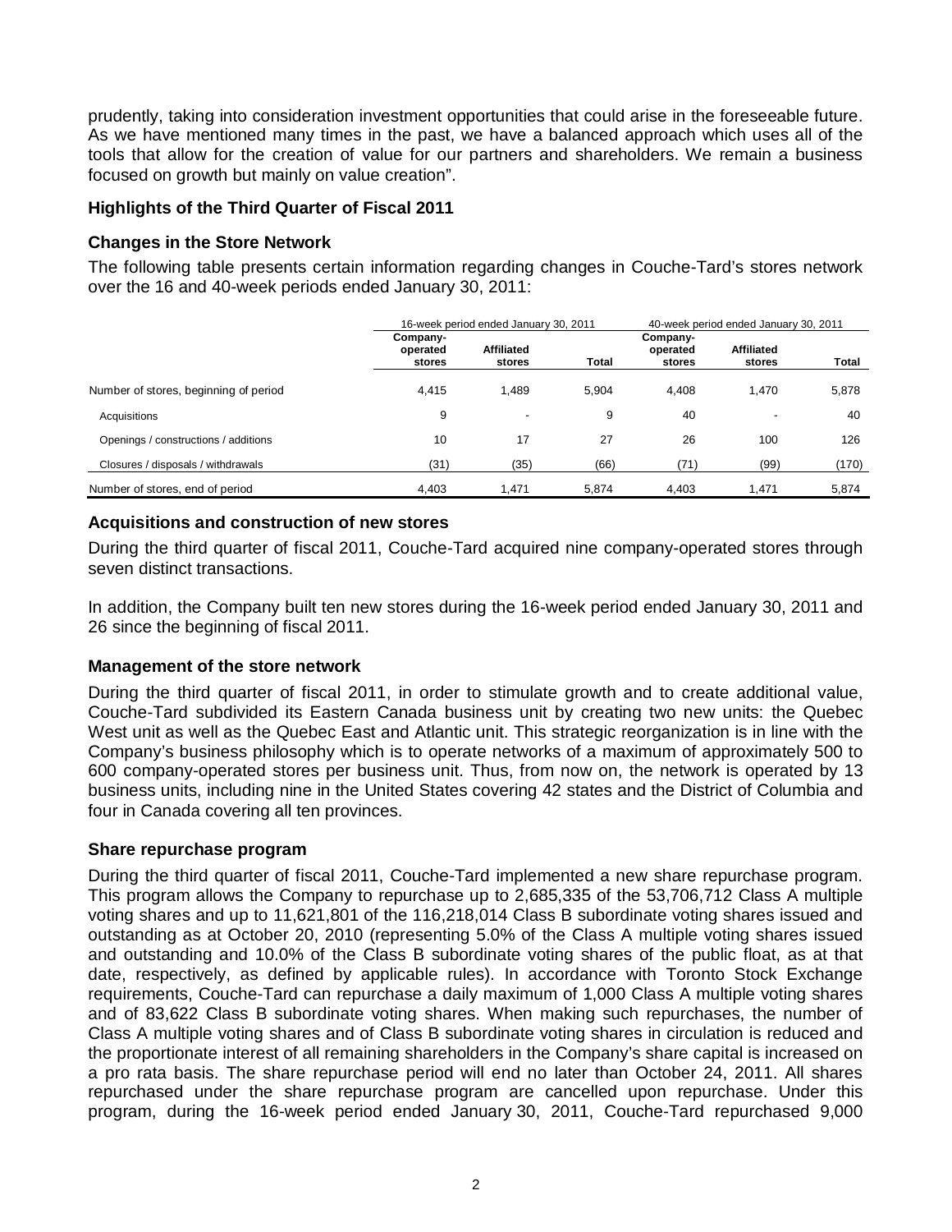prudently, taking into consideration investment opportunities that could arise in the foreseeable future. As we have mentioned many times in the past, we have a balanced approach which uses all of the tools that allow for the creation of value for our partners and shareholders. We remain a business focused on growth but mainly on value creation".

### Highlights of the Third Quarter of Fiscal 2011

### Changes in the Store Network

The following table presents certain information regarding changes in Couche-Tard's stores network over the 16 and 40-week periods ended January 30, 2011:

| | 16-week period ended January 30, 2011 | | | 40-week period ended January 30, 2011 | | |
|---|---|---|---|---|---|---|
| | Company-operated stores | Affiliated stores | Total | Company-operated stores | Affiliated stores | Total |
| Number of stores, beginning of period | 4,415 | 1,489 | 5,904 | 4,408 | 1,470 | 5,878 |
| Acquisitions | 9 | - | 9 | 40 | - | 40 |
| Openings / constructions / additions | 10 | 17 | 27 | 26 | 100 | 126 |
| Closures / disposals / withdrawals | (31) | (35) | (66) | (71) | (99) | (170) |
| Number of stores, end of period | 4,403 | 1,471 | 5,874 | 4,403 | 1,471 | 5,874 |

### Acquisitions and construction of new stores

During the third quarter of fiscal 2011, Couche-Tard acquired nine company-operated stores through seven distinct transactions.

In addition, the Company built ten new stores during the 16-week period ended January 30, 2011 and 26 since the beginning of fiscal 2011.

### Management of the store network

During the third quarter of fiscal 2011, in order to stimulate growth and to create additional value, Couche-Tard subdivided its Eastern Canada business unit by creating two new units: the Quebec West unit as well as the Quebec East and Atlantic unit. This strategic reorganization is in line with the Company's business philosophy which is to operate networks of a maximum of approximately 500 to 600 company-operated stores per business unit. Thus, from now on, the network is operated by 13 business units, including nine in the United States covering 42 states and the District of Columbia and four in Canada covering all ten provinces.

### Share repurchase program

During the third quarter of fiscal 2011, Couche-Tard implemented a new share repurchase program. This program allows the Company to repurchase up to 2,685,335 of the 53,706,712 Class A multiple voting shares and up to 11,621,801 of the 116,218,014 Class B subordinate voting shares issued and outstanding as at October 20, 2010 (representing 5.0% of the Class A multiple voting shares issued and outstanding and 10.0% of the Class B subordinate voting shares of the public float, as at that date, respectively, as defined by applicable rules). In accordance with Toronto Stock Exchange requirements, Couche-Tard can repurchase a daily maximum of 1,000 Class A multiple voting shares and of 83,622 Class B subordinate voting shares. When making such repurchases, the number of Class A multiple voting shares and of Class B subordinate voting shares in circulation is reduced and the proportionate interest of all remaining shareholders in the Company's share capital is increased on a pro rata basis. The share repurchase period will end no later than October 24, 2011. All shares repurchased under the share repurchase program are cancelled upon repurchase. Under this program, during the 16-week period ended January 30, 2011, Couche-Tard repurchased 9,000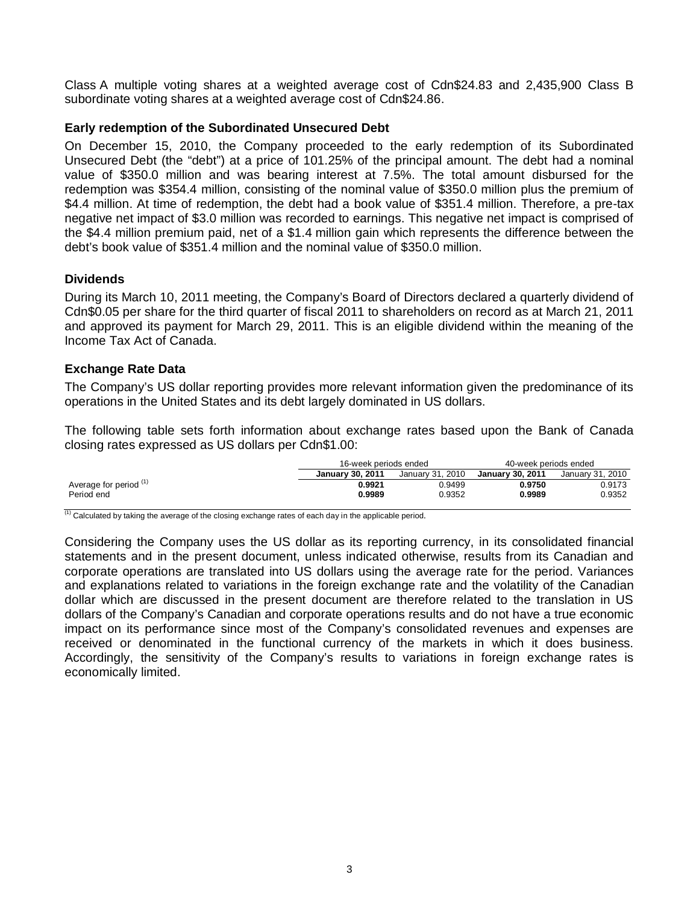Class A multiple voting shares at a weighted average cost of Cdn$24.83 and 2,435,900 Class B subordinate voting shares at a weighted average cost of Cdn$24.86.

### Early redemption of the Subordinated Unsecured Debt

On December 15, 2010, the Company proceeded to the early redemption of its Subordinated Unsecured Debt (the "debt") at a price of 101.25% of the principal amount. The debt had a nominal value of $350.0 million and was bearing interest at 7.5%. The total amount disbursed for the redemption was $354.4 million, consisting of the nominal value of $350.0 million plus the premium of $4.4 million. At time of redemption, the debt had a book value of $351.4 million. Therefore, a pre-tax negative net impact of $3.0 million was recorded to earnings. This negative net impact is comprised of the $4.4 million premium paid, net of a $1.4 million gain which represents the difference between the debt's book value of $351.4 million and the nominal value of $350.0 million.

### Dividends

During its March 10, 2011 meeting, the Company's Board of Directors declared a quarterly dividend of Cdn$0.05 per share for the third quarter of fiscal 2011 to shareholders on record as at March 21, 2011 and approved its payment for March 29, 2011. This is an eligible dividend within the meaning of the Income Tax Act of Canada.

### Exchange Rate Data

The Company's US dollar reporting provides more relevant information given the predominance of its operations in the United States and its debt largely dominated in US dollars.

The following table sets forth information about exchange rates based upon the Bank of Canada closing rates expressed as US dollars per Cdn$1.00:

| | 16-week periods ended | | 40-week periods ended | |
|---|---|---|---|---|
| | **January 30, 2011** | January 31, 2010 | **January 30, 2011** | January 31, 2010 |
| Average for period [(1)] | **0.9921** | 0.9499 | **0.9750** | 0.9173 |
| Period end | **0.9989** | 0.9352 | **0.9989** | 0.9352 |

[(1)] Calculated by taking the average of the closing exchange rates of each day in the applicable period.

Considering the Company uses the US dollar as its reporting currency, in its consolidated financial statements and in the present document, unless indicated otherwise, results from its Canadian and corporate operations are translated into US dollars using the average rate for the period. Variances and explanations related to variations in the foreign exchange rate and the volatility of the Canadian dollar which are discussed in the present document are therefore related to the translation in US dollars of the Company's Canadian and corporate operations results and do not have a true economic impact on its performance since most of the Company's consolidated revenues and expenses are received or denominated in the functional currency of the markets in which it does business. Accordingly, the sensitivity of the Company's results to variations in foreign exchange rates is economically limited.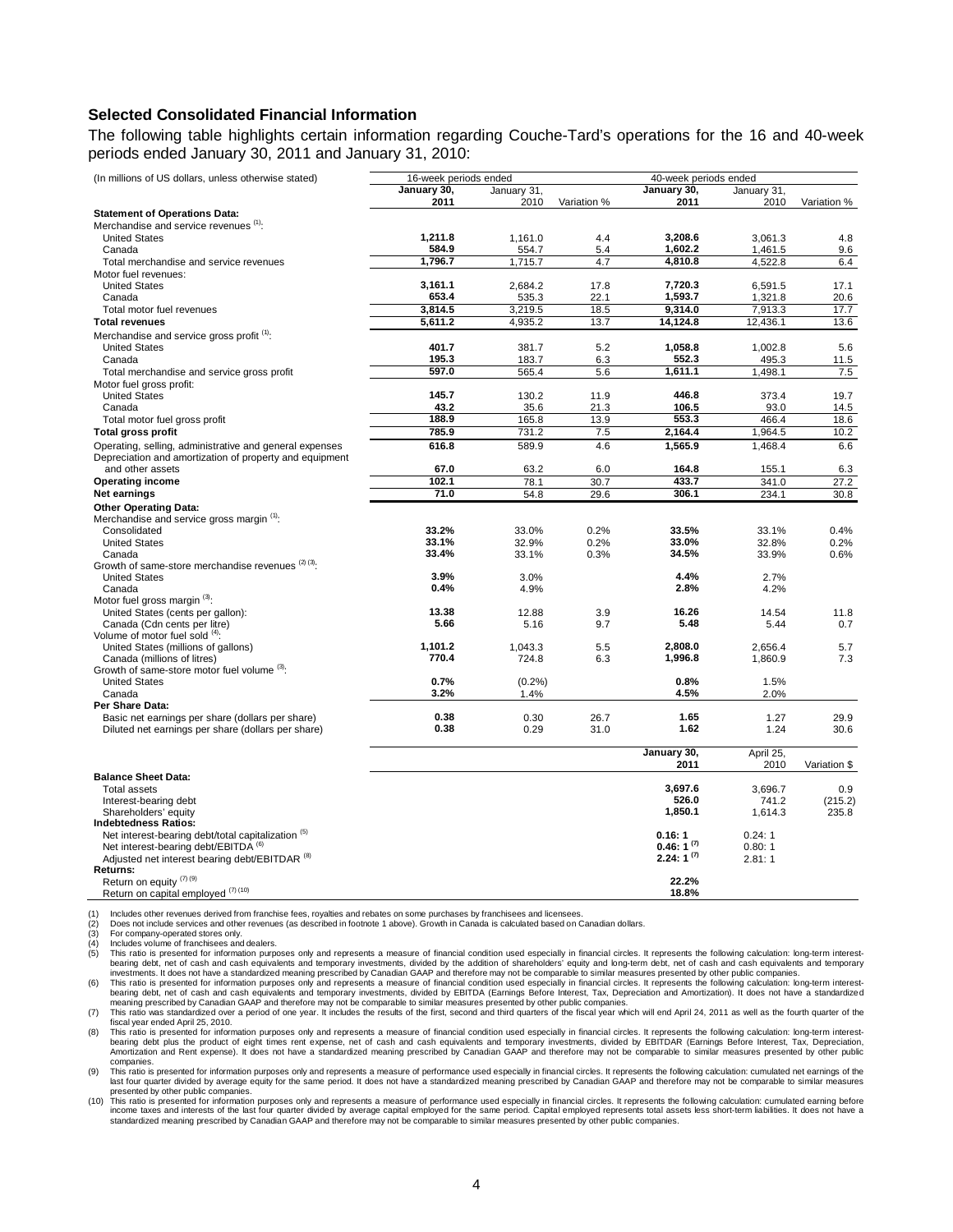### Selected Consolidated Financial Information

The following table highlights certain information regarding Couche-Tard's operations for the 16 and 40-week periods ended January 30, 2011 and January 31, 2010:

| (In millions of US dollars, unless otherwise stated) | 16-week periods ended | | | 40-week periods ended | | |
|---|---|---|---|---|---|---|
| | **January 30, 2011** | January 31, 2010 | Variation % | **January 30, 2011** | January 31, 2010 | Variation % |
| **Statement of Operations Data:** | | | | | | |
| Merchandise and service revenues [(1)]: | | | | | | |
| United States | **1,211.8** | 1,161.0 | 4.4 | **3,208.6** | 3,061.3 | 4.8 |
| Canada | **584.9** | 554.7 | 5.4 | **1,602.2** | 1,461.5 | 9.6 |
| Total merchandise and service revenues | **1,796.7** | 1,715.7 | 4.7 | **4,810.8** | 4,522.8 | 6.4 |
| Motor fuel revenues: | | | | | | |
| United States | **3,161.1** | 2,684.2 | 17.8 | **7,720.3** | 6,591.5 | 17.1 |
| Canada | **653.4** | 535.3 | 22.1 | **1,593.7** | 1,321.8 | 20.6 |
| Total motor fuel revenues | **3,814.5** | 3,219.5 | 18.5 | **9,314.0** | 7,913.3 | 17.7 |
| **Total revenues** | **5,611.2** | 4,935.2 | 13.7 | **14,124.8** | 12,436.1 | 13.6 |
| Merchandise and service gross profit [(1)]: | | | | | | |
| United States | **401.7** | 381.7 | 5.2 | **1,058.8** | 1,002.8 | 5.6 |
| Canada | **195.3** | 183.7 | 6.3 | **552.3** | 495.3 | 11.5 |
| Total merchandise and service gross profit | **597.0** | 565.4 | 5.6 | **1,611.1** | 1,498.1 | 7.5 |
| Motor fuel gross profit: | | | | | | |
| United States | **145.7** | 130.2 | 11.9 | **446.8** | 373.4 | 19.7 |
| Canada | **43.2** | 35.6 | 21.3 | **106.5** | 93.0 | 14.5 |
| Total motor fuel gross profit | **188.9** | 165.8 | 13.9 | **553.3** | 466.4 | 18.6 |
| **Total gross profit** | **785.9** | 731.2 | 7.5 | **2,164.4** | 1,964.5 | 10.2 |
| Operating, selling, administrative and general expenses | **616.8** | 589.9 | 4.6 | **1,565.9** | 1,468.4 | 6.6 |
| Depreciation and amortization of property and equipment and other assets | **67.0** | 63.2 | 6.0 | **164.8** | 155.1 | 6.3 |
| **Operating income** | **102.1** | 78.1 | 30.7 | **433.7** | 341.0 | 27.2 |
| **Net earnings** | **71.0** | 54.8 | 29.6 | **306.1** | 234.1 | 30.8 |
| **Other Operating Data:** | | | | | | |
| Merchandise and service gross margin [(1)]: | | | | | | |
| Consolidated | **33.2%** | 33.0% | 0.2% | **33.5%** | 33.1% | 0.4% |
| United States | **33.1%** | 32.9% | 0.2% | **33.0%** | 32.8% | 0.2% |
| Canada | **33.4%** | 33.1% | 0.3% | **34.5%** | 33.9% | 0.6% |
| Growth of same-store merchandise revenues [(2) (3)]: | | | | | | |
| United States | **3.9%** | 3.0% | | **4.4%** | 2.7% | |
| Canada | **0.4%** | 4.9% | | **2.8%** | 4.2% | |
| Motor fuel gross margin [(3)]: | | | | | | |
| United States (cents per gallon): | **13.38** | 12.88 | 3.9 | **16.26** | 14.54 | 11.8 |
| Canada (Cdn cents per litre) | **5.66** | 5.16 | 9.7 | **5.48** | 5.44 | 0.7 |
| Volume of motor fuel sold [(4)]: | | | | | | |
| United States (millions of gallons) | **1,101.2** | 1,043.3 | 5.5 | **2,808.0** | 2,656.4 | 5.7 |
| Canada (millions of litres) | **770.4** | 724.8 | 6.3 | **1,996.8** | 1,860.9 | 7.3 |
| Growth of same-store motor fuel volume [(3)]: | | | | | | |
| United States | **0.7%** | (0.2%) | | **0.8%** | 1.5% | |
| Canada | **3.2%** | 1.4% | | **4.5%** | 2.0% | |
| **Per Share Data:** | | | | | | |
| Basic net earnings per share (dollars per share) | **0.38** | 0.30 | 26.7 | **1.65** | 1.27 | 29.9 |
| Diluted net earnings per share (dollars per share) | **0.38** | 0.29 | 31.0 | **1.62** | 1.24 | 30.6 |

| | **January 30, 2011** | April 25, 2010 | Variation $ |
|---|---|---|---|
| **Balance Sheet Data:** | | | |
| Total assets | **3,697.6** | 3,696.7 | 0.9 |
| Interest-bearing debt | **526.0** | 741.2 | (215.2) |
| Shareholders' equity | **1,850.1** | 1,614.3 | 235.8 |
| **Indebtedness Ratios:** | | | |
| Net interest-bearing debt/total capitalization [(5)] | **0.16: 1** | 0.24: 1 | |
| Net interest-bearing debt/EBITDA [(6)] | **0.46: 1 [(7)]** | 0.80: 1 | |
| Adjusted net interest bearing debt/EBITDAR [(8)] | **2.24: 1 [(7)]** | 2.81: 1 | |
| **Returns:** | | | |
| Return on equity [(7) (9)] | **22.2%** | | |
| Return on capital employed [(7) (10)] | **18.8%** | | |

(1) Includes other revenues derived from franchise fees, royalties and rebates on some purchases by franchisees and licensees.
(2) Does not include services and other revenues (as described in footnote 1 above). Growth in Canada is calculated based on Canadian dollars.
(3) For company-operated stores only.
(4) Includes volume of franchisees and dealers.
(5) This ratio is presented for information purposes only and represents a measure of financial condition used especially in financial circles. It represents the following calculation: long-term interest-bearing debt, net of cash and cash equivalents and temporary investments, divided by the addition of shareholders' equity and long-term debt, net of cash and cash equivalents and temporary investments. It does not have a standardized meaning prescribed by Canadian GAAP and therefore may not be comparable to similar measures presented by other public companies.
(6) This ratio is presented for information purposes only and represents a measure of financial condition used especially in financial circles. It represents the following calculation: long-term interest-bearing debt, net of cash and cash equivalents and temporary investments, divided by EBITDA (Earnings Before Interest, Tax, Depreciation and Amortization). It does not have a standardized meaning prescribed by Canadian GAAP and therefore may not be comparable to similar measures presented by other public companies.
(7) This ratio was standardized over a period of one year. It includes the results of the first, second and third quarters of the fiscal year which will end April 24, 2011 as well as the fourth quarter of the fiscal year ended April 25, 2010.
(8) This ratio is presented for information purposes only and represents a measure of financial condition used especially in financial circles. It represents the following calculation: long-term interest-bearing debt plus the product of eight times rent expense, net of cash and cash equivalents and temporary investments, divided by EBITDAR (Earnings Before Interest, Tax, Depreciation, Amortization and Rent expense). It does not have a standardized meaning prescribed by Canadian GAAP and therefore may not be comparable to similar measures presented by other public companies.
(9) This ratio is presented for information purposes only and represents a measure of performance used especially in financial circles. It represents the following calculation: cumulated net earnings of the last four quarter divided by average equity for the same period. It does not have a standardized meaning prescribed by Canadian GAAP and therefore may not be comparable to similar measures presented by other public companies.
(10) This ratio is presented for information purposes only and represents a measure of performance used especially in financial circles. It represents the following calculation: cumulated earning before income taxes and interests of the last four quarter divided by average capital employed for the same period. Capital employed represents total assets less short-term liabilities. It does not have a standardized meaning prescribed by Canadian GAAP and therefore may not be comparable to similar measures presented by other public companies.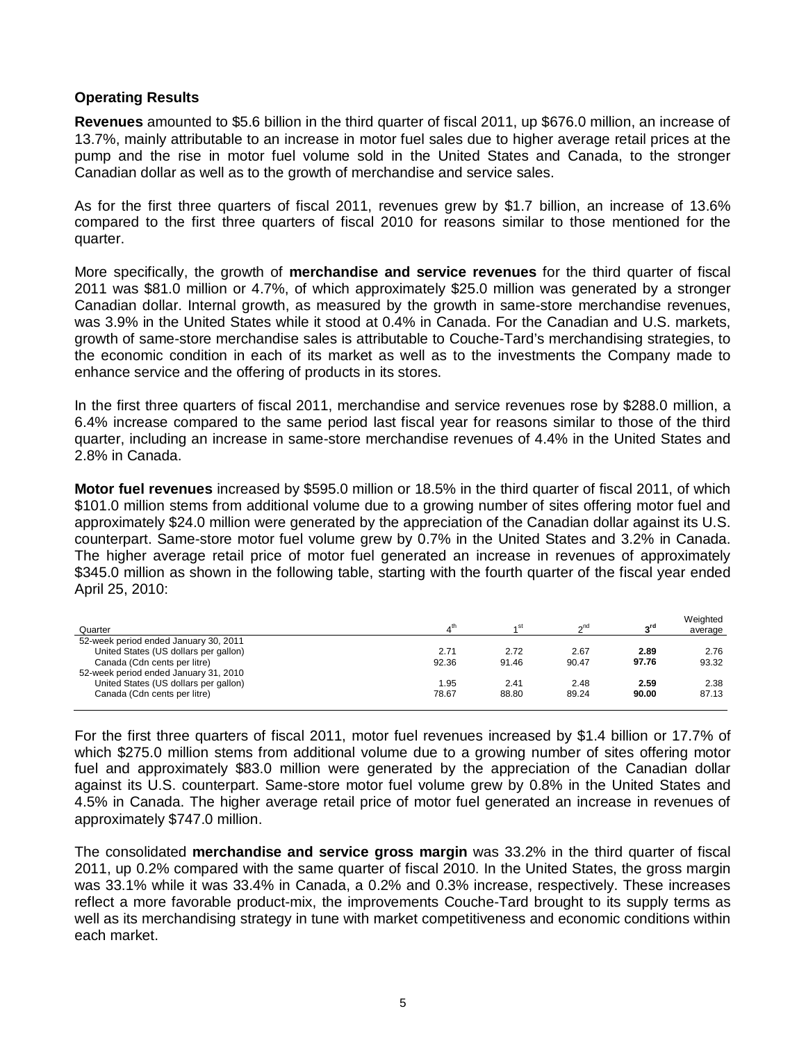### Operating Results

**Revenues** amounted to $5.6 billion in the third quarter of fiscal 2011, up $676.0 million, an increase of 13.7%, mainly attributable to an increase in motor fuel sales due to higher average retail prices at the pump and the rise in motor fuel volume sold in the United States and Canada, to the stronger Canadian dollar as well as to the growth of merchandise and service sales.

As for the first three quarters of fiscal 2011, revenues grew by $1.7 billion, an increase of 13.6% compared to the first three quarters of fiscal 2010 for reasons similar to those mentioned for the quarter.

More specifically, the growth of **merchandise and service revenues** for the third quarter of fiscal 2011 was $81.0 million or 4.7%, of which approximately $25.0 million was generated by a stronger Canadian dollar. Internal growth, as measured by the growth in same-store merchandise revenues, was 3.9% in the United States while it stood at 0.4% in Canada. For the Canadian and U.S. markets, growth of same-store merchandise sales is attributable to Couche-Tard's merchandising strategies, to the economic condition in each of its market as well as to the investments the Company made to enhance service and the offering of products in its stores.

In the first three quarters of fiscal 2011, merchandise and service revenues rose by $288.0 million, a 6.4% increase compared to the same period last fiscal year for reasons similar to those of the third quarter, including an increase in same-store merchandise revenues of 4.4% in the United States and 2.8% in Canada.

**Motor fuel revenues** increased by $595.0 million or 18.5% in the third quarter of fiscal 2011, of which $101.0 million stems from additional volume due to a growing number of sites offering motor fuel and approximately $24.0 million were generated by the appreciation of the Canadian dollar against its U.S. counterpart. Same-store motor fuel volume grew by 0.7% in the United States and 3.2% in Canada. The higher average retail price of motor fuel generated an increase in revenues of approximately $345.0 million as shown in the following table, starting with the fourth quarter of the fiscal year ended April 25, 2010:

| Quarter | 4th | 1st | 2nd | **3rd** | Weighted average |
|---|---|---|---|---|---|
| 52-week period ended January 30, 2011 | | | | | |
| United States (US dollars per gallon) | 2.71 | 2.72 | 2.67 | **2.89** | 2.76 |
| Canada (Cdn cents per litre) | 92.36 | 91.46 | 90.47 | **97.76** | 93.32 |
| 52-week period ended January 31, 2010 | | | | | |
| United States (US dollars per gallon) | 1.95 | 2.41 | 2.48 | **2.59** | 2.38 |
| Canada (Cdn cents per litre) | 78.67 | 88.80 | 89.24 | **90.00** | 87.13 |

For the first three quarters of fiscal 2011, motor fuel revenues increased by $1.4 billion or 17.7% of which $275.0 million stems from additional volume due to a growing number of sites offering motor fuel and approximately $83.0 million were generated by the appreciation of the Canadian dollar against its U.S. counterpart. Same-store motor fuel volume grew by 0.8% in the United States and 4.5% in Canada. The higher average retail price of motor fuel generated an increase in revenues of approximately $747.0 million.

The consolidated **merchandise and service gross margin** was 33.2% in the third quarter of fiscal 2011, up 0.2% compared with the same quarter of fiscal 2010. In the United States, the gross margin was 33.1% while it was 33.4% in Canada, a 0.2% and 0.3% increase, respectively. These increases reflect a more favorable product-mix, the improvements Couche-Tard brought to its supply terms as well as its merchandising strategy in tune with market competitiveness and economic conditions within each market.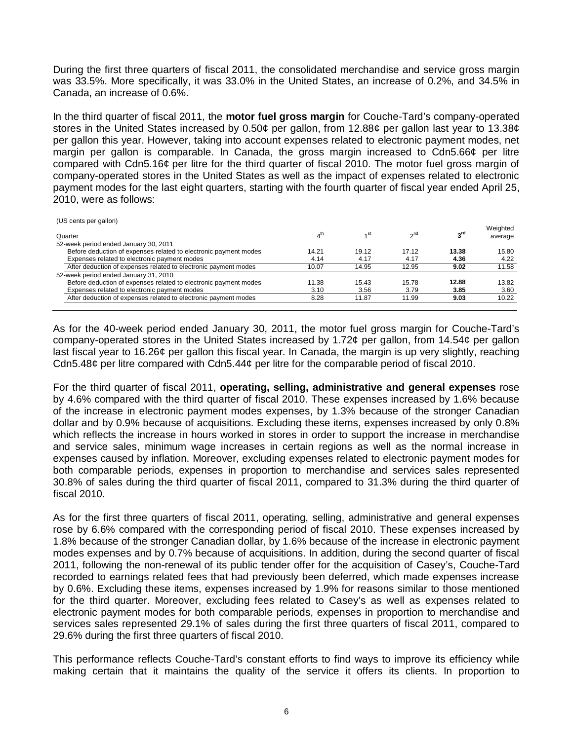During the first three quarters of fiscal 2011, the consolidated merchandise and service gross margin was 33.5%. More specifically, it was 33.0% in the United States, an increase of 0.2%, and 34.5% in Canada, an increase of 0.6%.

In the third quarter of fiscal 2011, the **motor fuel gross margin** for Couche-Tard's company-operated stores in the United States increased by 0.50¢ per gallon, from 12.88¢ per gallon last year to 13.38¢ per gallon this year. However, taking into account expenses related to electronic payment modes, net margin per gallon is comparable. In Canada, the gross margin increased to Cdn5.66¢ per litre compared with Cdn5.16¢ per litre for the third quarter of fiscal 2010. The motor fuel gross margin of company-operated stores in the United States as well as the impact of expenses related to electronic payment modes for the last eight quarters, starting with the fourth quarter of fiscal year ended April 25, 2010, were as follows:

(US cents per gallon)

| Quarter | 4th | 1st | 2nd | 3rd | Weighted average |
|---|---|---|---|---|---|
| 52-week period ended January 30, 2011 | | | | | |
| Before deduction of expenses related to electronic payment modes | 14.21 | 19.12 | 17.12 | **13.38** | 15.80 |
| Expenses related to electronic payment modes | 4.14 | 4.17 | 4.17 | **4.36** | 4.22 |
| After deduction of expenses related to electronic payment modes | 10.07 | 14.95 | 12.95 | **9.02** | 11.58 |
| 52-week period ended January 31, 2010 | | | | | |
| Before deduction of expenses related to electronic payment modes | 11.38 | 15.43 | 15.78 | **12.88** | 13.82 |
| Expenses related to electronic payment modes | 3.10 | 3.56 | 3.79 | **3.85** | 3.60 |
| After deduction of expenses related to electronic payment modes | 8.28 | 11.87 | 11.99 | **9.03** | 10.22 |

As for the 40-week period ended January 30, 2011, the motor fuel gross margin for Couche-Tard's company-operated stores in the United States increased by 1.72¢ per gallon, from 14.54¢ per gallon last fiscal year to 16.26¢ per gallon this fiscal year. In Canada, the margin is up very slightly, reaching Cdn5.48¢ per litre compared with Cdn5.44¢ per litre for the comparable period of fiscal 2010.

For the third quarter of fiscal 2011, **operating, selling, administrative and general expenses** rose by 4.6% compared with the third quarter of fiscal 2010. These expenses increased by 1.6% because of the increase in electronic payment modes expenses, by 1.3% because of the stronger Canadian dollar and by 0.9% because of acquisitions. Excluding these items, expenses increased by only 0.8% which reflects the increase in hours worked in stores in order to support the increase in merchandise and service sales, minimum wage increases in certain regions as well as the normal increase in expenses caused by inflation. Moreover, excluding expenses related to electronic payment modes for both comparable periods, expenses in proportion to merchandise and services sales represented 30.8% of sales during the third quarter of fiscal 2011, compared to 31.3% during the third quarter of fiscal 2010.

As for the first three quarters of fiscal 2011, operating, selling, administrative and general expenses rose by 6.6% compared with the corresponding period of fiscal 2010. These expenses increased by 1.8% because of the stronger Canadian dollar, by 1.6% because of the increase in electronic payment modes expenses and by 0.7% because of acquisitions. In addition, during the second quarter of fiscal 2011, following the non-renewal of its public tender offer for the acquisition of Casey's, Couche-Tard recorded to earnings related fees that had previously been deferred, which made expenses increase by 0.6%. Excluding these items, expenses increased by 1.9% for reasons similar to those mentioned for the third quarter. Moreover, excluding fees related to Casey's as well as expenses related to electronic payment modes for both comparable periods, expenses in proportion to merchandise and services sales represented 29.1% of sales during the first three quarters of fiscal 2011, compared to 29.6% during the first three quarters of fiscal 2010.

This performance reflects Couche-Tard's constant efforts to find ways to improve its efficiency while making certain that it maintains the quality of the service it offers its clients. In proportion to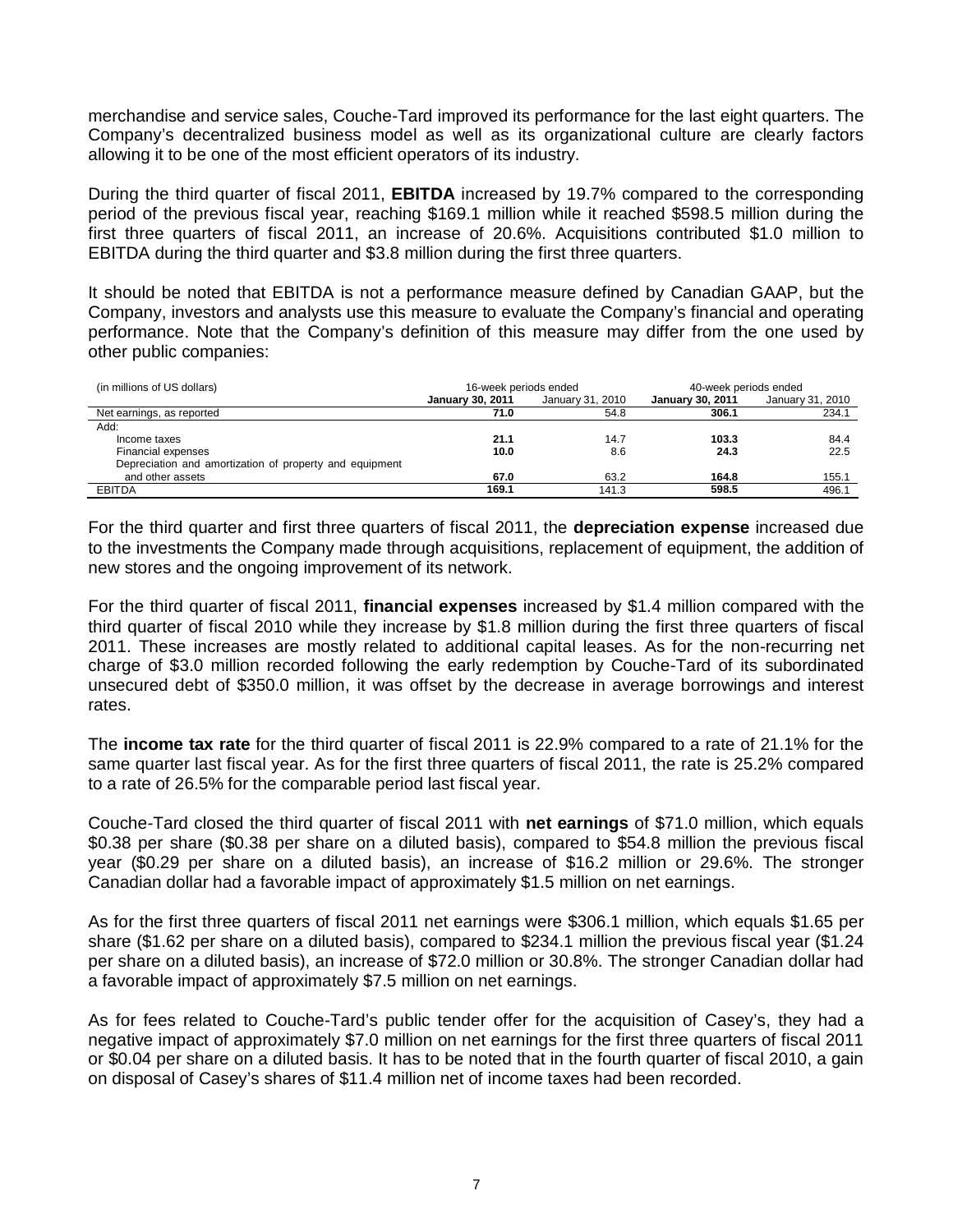merchandise and service sales, Couche-Tard improved its performance for the last eight quarters. The Company's decentralized business model as well as its organizational culture are clearly factors allowing it to be one of the most efficient operators of its industry.

During the third quarter of fiscal 2011, **EBITDA** increased by 19.7% compared to the corresponding period of the previous fiscal year, reaching $169.1 million while it reached $598.5 million during the first three quarters of fiscal 2011, an increase of 20.6%. Acquisitions contributed $1.0 million to EBITDA during the third quarter and $3.8 million during the first three quarters.

It should be noted that EBITDA is not a performance measure defined by Canadian GAAP, but the Company, investors and analysts use this measure to evaluate the Company's financial and operating performance. Note that the Company's definition of this measure may differ from the one used by other public companies:

| (in millions of US dollars) | 16-week periods ended | | 40-week periods ended | |
|---|---|---|---|---|
| | **January 30, 2011** | January 31, 2010 | **January 30, 2011** | January 31, 2010 |
| Net earnings, as reported | **71.0** | 54.8 | **306.1** | 234.1 |
| Add: | | | | |
| Income taxes | **21.1** | 14.7 | **103.3** | 84.4 |
| Financial expenses | **10.0** | 8.6 | **24.3** | 22.5 |
| Depreciation and amortization of property and equipment and other assets | **67.0** | 63.2 | **164.8** | 155.1 |
| EBITDA | **169.1** | 141.3 | **598.5** | 496.1 |

For the third quarter and first three quarters of fiscal 2011, the **depreciation expense** increased due to the investments the Company made through acquisitions, replacement of equipment, the addition of new stores and the ongoing improvement of its network.

For the third quarter of fiscal 2011, **financial expenses** increased by $1.4 million compared with the third quarter of fiscal 2010 while they increase by $1.8 million during the first three quarters of fiscal 2011. These increases are mostly related to additional capital leases. As for the non-recurring net charge of $3.0 million recorded following the early redemption by Couche-Tard of its subordinated unsecured debt of $350.0 million, it was offset by the decrease in average borrowings and interest rates.

The **income tax rate** for the third quarter of fiscal 2011 is 22.9% compared to a rate of 21.1% for the same quarter last fiscal year. As for the first three quarters of fiscal 2011, the rate is 25.2% compared to a rate of 26.5% for the comparable period last fiscal year.

Couche-Tard closed the third quarter of fiscal 2011 with **net earnings** of $71.0 million, which equals $0.38 per share ($0.38 per share on a diluted basis), compared to $54.8 million the previous fiscal year ($0.29 per share on a diluted basis), an increase of $16.2 million or 29.6%. The stronger Canadian dollar had a favorable impact of approximately $1.5 million on net earnings.

As for the first three quarters of fiscal 2011 net earnings were $306.1 million, which equals $1.65 per share ($1.62 per share on a diluted basis), compared to $234.1 million the previous fiscal year ($1.24 per share on a diluted basis), an increase of $72.0 million or 30.8%. The stronger Canadian dollar had a favorable impact of approximately $7.5 million on net earnings.

As for fees related to Couche-Tard's public tender offer for the acquisition of Casey's, they had a negative impact of approximately $7.0 million on net earnings for the first three quarters of fiscal 2011 or $0.04 per share on a diluted basis. It has to be noted that in the fourth quarter of fiscal 2010, a gain on disposal of Casey's shares of $11.4 million net of income taxes had been recorded.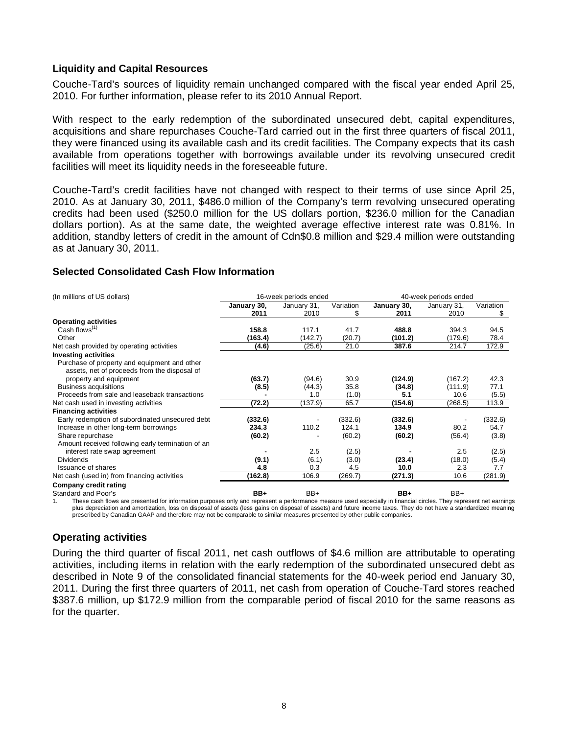## Liquidity and Capital Resources

Couche-Tard's sources of liquidity remain unchanged compared with the fiscal year ended April 25, 2010. For further information, please refer to its 2010 Annual Report.

With respect to the early redemption of the subordinated unsecured debt, capital expenditures, acquisitions and share repurchases Couche-Tard carried out in the first three quarters of fiscal 2011, they were financed using its available cash and its credit facilities. The Company expects that its cash available from operations together with borrowings available under its revolving unsecured credit facilities will meet its liquidity needs in the foreseeable future.

Couche-Tard's credit facilities have not changed with respect to their terms of use since April 25, 2010. As at January 30, 2011, $486.0 million of the Company's term revolving unsecured operating credits had been used ($250.0 million for the US dollars portion, $236.0 million for the Canadian dollars portion). As at the same date, the weighted average effective interest rate was 0.81%. In addition, standby letters of credit in the amount of Cdn$0.8 million and $29.4 million were outstanding as at January 30, 2011.

## Selected Consolidated Cash Flow Information

| (In millions of US dollars) | 16-week periods ended | | | 40-week periods ended | | |
|---|---|---|---|---|---|---|
| | **January 30, 2011** | January 31, 2010 | Variation $ | **January 30, 2011** | January 31, 2010 | Variation $ |
| **Operating activities** | | | | | | |
| Cash flows[(1)] | **158.8** | 117.1 | 41.7 | **488.8** | 394.3 | 94.5 |
| Other | **(163.4)** | (142.7) | (20.7) | **(101.2)** | (179.6) | 78.4 |
| Net cash provided by operating activities | **(4.6)** | (25.6) | 21.0 | **387.6** | 214.7 | 172.9 |
| **Investing activities** | | | | | | |
| Purchase of property and equipment and other assets, net of proceeds from the disposal of property and equipment | **(63.7)** | (94.6) | 30.9 | **(124.9)** | (167.2) | 42.3 |
| Business acquisitions | **(8.5)** | (44.3) | 35.8 | **(34.8)** | (111.9) | 77.1 |
| Proceeds from sale and leaseback transactions | **-** | 1.0 | (1.0) | **5.1** | 10.6 | (5.5) |
| Net cash used in investing activities | **(72.2)** | (137.9) | 65.7 | **(154.6)** | (268.5) | 113.9 |
| **Financing activities** | | | | | | |
| Early redemption of subordinated unsecured debt | **(332.6)** | - | (332.6) | **(332.6)** | - | (332.6) |
| Increase in other long-term borrowings | **234.3** | 110.2 | 124.1 | **134.9** | 80.2 | 54.7 |
| Share repurchase | **(60.2)** | - | (60.2) | **(60.2)** | (56.4) | (3.8) |
| Amount received following early termination of an interest rate swap agreement | **-** | 2.5 | (2.5) | **-** | 2.5 | (2.5) |
| Dividends | **(9.1)** | (6.1) | (3.0) | **(23.4)** | (18.0) | (5.4) |
| Issuance of shares | **4.8** | 0.3 | 4.5 | **10.0** | 2.3 | 7.7 |
| Net cash (used in) from financing activities | **(162.8)** | 106.9 | (269.7) | **(271.3)** | 10.6 | (281.9) |
| **Company credit rating** | | | | | | |
| Standard and Poor's | **BB+** | BB+ | | **BB+** | BB+ | |

1. These cash flows are presented for information purposes only and represent a performance measure used especially in financial circles. They represent net earnings plus depreciation and amortization, loss on disposal of assets (less gains on disposal of assets) and future income taxes. They do not have a standardized meaning prescribed by Canadian GAAP and therefore may not be comparable to similar measures presented by other public companies.

## Operating activities

During the third quarter of fiscal 2011, net cash outflows of $4.6 million are attributable to operating activities, including items in relation with the early redemption of the subordinated unsecured debt as described in Note 9 of the consolidated financial statements for the 40-week period end January 30, 2011. During the first three quarters of 2011, net cash from operation of Couche-Tard stores reached $387.6 million, up $172.9 million from the comparable period of fiscal 2010 for the same reasons as for the quarter.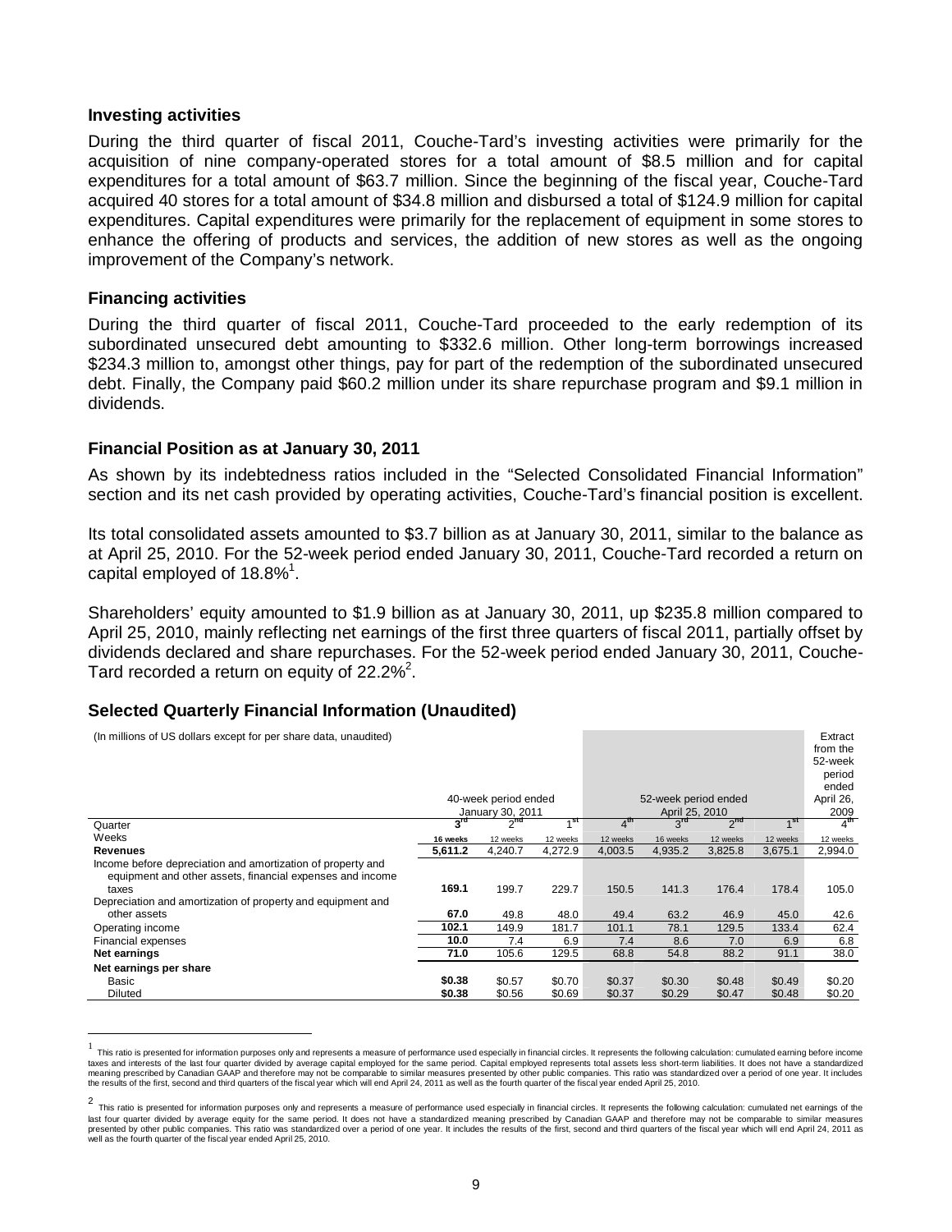### Investing activities

During the third quarter of fiscal 2011, Couche-Tard's investing activities were primarily for the acquisition of nine company-operated stores for a total amount of $8.5 million and for capital expenditures for a total amount of $63.7 million. Since the beginning of the fiscal year, Couche-Tard acquired 40 stores for a total amount of $34.8 million and disbursed a total of $124.9 million for capital expenditures. Capital expenditures were primarily for the replacement of equipment in some stores to enhance the offering of products and services, the addition of new stores as well as the ongoing improvement of the Company's network.

### Financing activities

During the third quarter of fiscal 2011, Couche-Tard proceeded to the early redemption of its subordinated unsecured debt amounting to $332.6 million. Other long-term borrowings increased $234.3 million to, amongst other things, pay for part of the redemption of the subordinated unsecured debt. Finally, the Company paid $60.2 million under its share repurchase program and $9.1 million in dividends.

### Financial Position as at January 30, 2011

As shown by its indebtedness ratios included in the "Selected Consolidated Financial Information" section and its net cash provided by operating activities, Couche-Tard's financial position is excellent.

Its total consolidated assets amounted to $3.7 billion as at January 30, 2011, similar to the balance as at April 25, 2010. For the 52-week period ended January 30, 2011, Couche-Tard recorded a return on capital employed of 18.8%[1].

Shareholders' equity amounted to $1.9 billion as at January 30, 2011, up $235.8 million compared to April 25, 2010, mainly reflecting net earnings of the first three quarters of fiscal 2011, partially offset by dividends declared and share repurchases. For the 52-week period ended January 30, 2011, Couche-Tard recorded a return on equity of 22.2%[2].

### Selected Quarterly Financial Information (Unaudited)

| (In millions of US dollars except for per share data, unaudited) | 40-week period ended January 30, 2011 | | | 52-week period ended April 25, 2010 | | | | Extract from the 52-week period ended April 26, 2009 |
|---|---|---|---|---|---|---|---|---|
| Quarter | **3rd** | 2nd | 1st | 4th | 3rd | 2nd | 1st | 4th |
| Weeks | **16 weeks** | 12 weeks | 12 weeks | 12 weeks | 16 weeks | 12 weeks | 12 weeks | 12 weeks |
| **Revenues** | **5,611.2** | 4,240.7 | 4,272.9 | 4,003.5 | 4,935.2 | 3,825.8 | 3,675.1 | 2,994.0 |
| Income before depreciation and amortization of property and equipment and other assets, financial expenses and income taxes | **169.1** | 199.7 | 229.7 | 150.5 | 141.3 | 176.4 | 178.4 | 105.0 |
| Depreciation and amortization of property and equipment and other assets | **67.0** | 49.8 | 48.0 | 49.4 | 63.2 | 46.9 | 45.0 | 42.6 |
| Operating income | **102.1** | 149.9 | 181.7 | 101.1 | 78.1 | 129.5 | 133.4 | 62.4 |
| Financial expenses | **10.0** | 7.4 | 6.9 | 7.4 | 8.6 | 7.0 | 6.9 | 6.8 |
| **Net earnings** | **71.0** | 105.6 | 129.5 | 68.8 | 54.8 | 88.2 | 91.1 | 38.0 |
| **Net earnings per share** | | | | | | | | |
| Basic | **$0.38** | $0.57 | $0.70 | $0.37 | $0.30 | $0.48 | $0.49 | $0.20 |
| Diluted | **$0.38** | $0.56 | $0.69 | $0.37 | $0.29 | $0.47 | $0.48 | $0.20 |

[1] This ratio is presented for information purposes only and represents a measure of performance used especially in financial circles. It represents the following calculation: cumulated earning before income taxes and interests of the last four quarter divided by average capital employed for the same period. Capital employed represents total assets less short-term liabilities. It does not have a standardized meaning prescribed by Canadian GAAP and therefore may not be comparable to similar measures presented by other public companies. This ratio was standardized over a period of one year. It includes the results of the first, second and third quarters of the fiscal year which will end April 24, 2011 as well as the fourth quarter of the fiscal year ended April 25, 2010.

[2] This ratio is presented for information purposes only and represents a measure of performance used especially in financial circles. It represents the following calculation: cumulated net earnings of the last four quarter divided by average equity for the same period. It does not have a standardized meaning prescribed by Canadian GAAP and therefore may not be comparable to similar measures presented by other public companies. This ratio was standardized over a period of one year. It includes the results of the first, second and third quarters of the fiscal year which will end April 24, 2011 as well as the fourth quarter of the fiscal year ended April 25, 2010.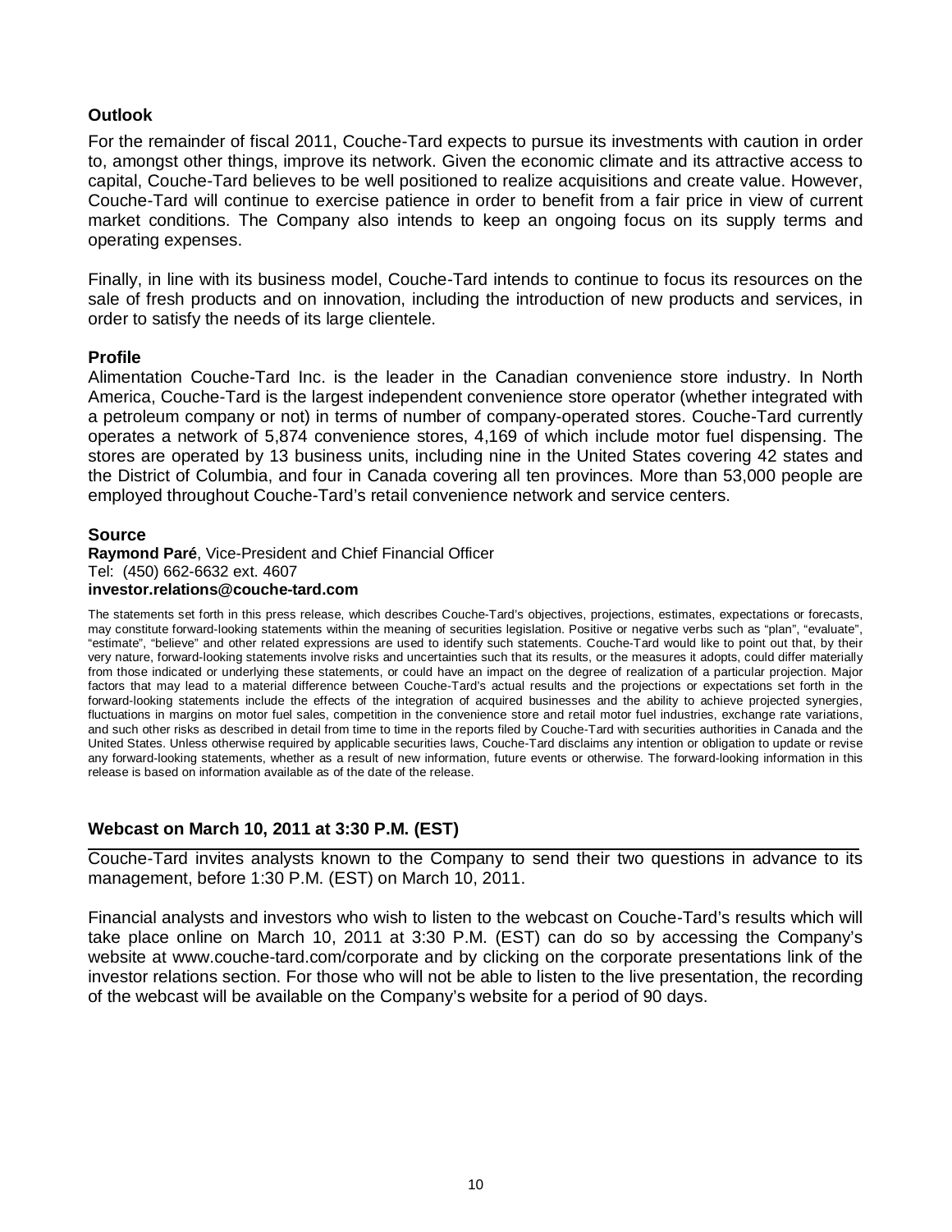## Outlook

For the remainder of fiscal 2011, Couche-Tard expects to pursue its investments with caution in order to, amongst other things, improve its network. Given the economic climate and its attractive access to capital, Couche-Tard believes to be well positioned to realize acquisitions and create value. However, Couche-Tard will continue to exercise patience in order to benefit from a fair price in view of current market conditions. The Company also intends to keep an ongoing focus on its supply terms and operating expenses.

Finally, in line with its business model, Couche-Tard intends to continue to focus its resources on the sale of fresh products and on innovation, including the introduction of new products and services, in order to satisfy the needs of its large clientele.

## Profile

Alimentation Couche-Tard Inc. is the leader in the Canadian convenience store industry. In North America, Couche-Tard is the largest independent convenience store operator (whether integrated with a petroleum company or not) in terms of number of company-operated stores. Couche-Tard currently operates a network of 5,874 convenience stores, 4,169 of which include motor fuel dispensing. The stores are operated by 13 business units, including nine in the United States covering 42 states and the District of Columbia, and four in Canada covering all ten provinces. More than 53,000 people are employed throughout Couche-Tard's retail convenience network and service centers.

## Source

**Raymond Paré**, Vice-President and Chief Financial Officer
Tel: (450) 662-6632 ext. 4607
**investor.relations@couche-tard.com**

The statements set forth in this press release, which describes Couche-Tard's objectives, projections, estimates, expectations or forecasts, may constitute forward-looking statements within the meaning of securities legislation. Positive or negative verbs such as "plan", "evaluate", "estimate", "believe" and other related expressions are used to identify such statements. Couche-Tard would like to point out that, by their very nature, forward-looking statements involve risks and uncertainties such that its results, or the measures it adopts, could differ materially from those indicated or underlying these statements, or could have an impact on the degree of realization of a particular projection. Major factors that may lead to a material difference between Couche-Tard's actual results and the projections or expectations set forth in the forward-looking statements include the effects of the integration of acquired businesses and the ability to achieve projected synergies, fluctuations in margins on motor fuel sales, competition in the convenience store and retail motor fuel industries, exchange rate variations, and such other risks as described in detail from time to time in the reports filed by Couche-Tard with securities authorities in Canada and the United States. Unless otherwise required by applicable securities laws, Couche-Tard disclaims any intention or obligation to update or revise any forward-looking statements, whether as a result of new information, future events or otherwise. The forward-looking information in this release is based on information available as of the date of the release.

## Webcast on March 10, 2011 at 3:30 P.M. (EST)

Couche-Tard invites analysts known to the Company to send their two questions in advance to its management, before 1:30 P.M. (EST) on March 10, 2011.

Financial analysts and investors who wish to listen to the webcast on Couche-Tard's results which will take place online on March 10, 2011 at 3:30 P.M. (EST) can do so by accessing the Company's website at www.couche-tard.com/corporate and by clicking on the corporate presentations link of the investor relations section. For those who will not be able to listen to the live presentation, the recording of the webcast will be available on the Company's website for a period of 90 days.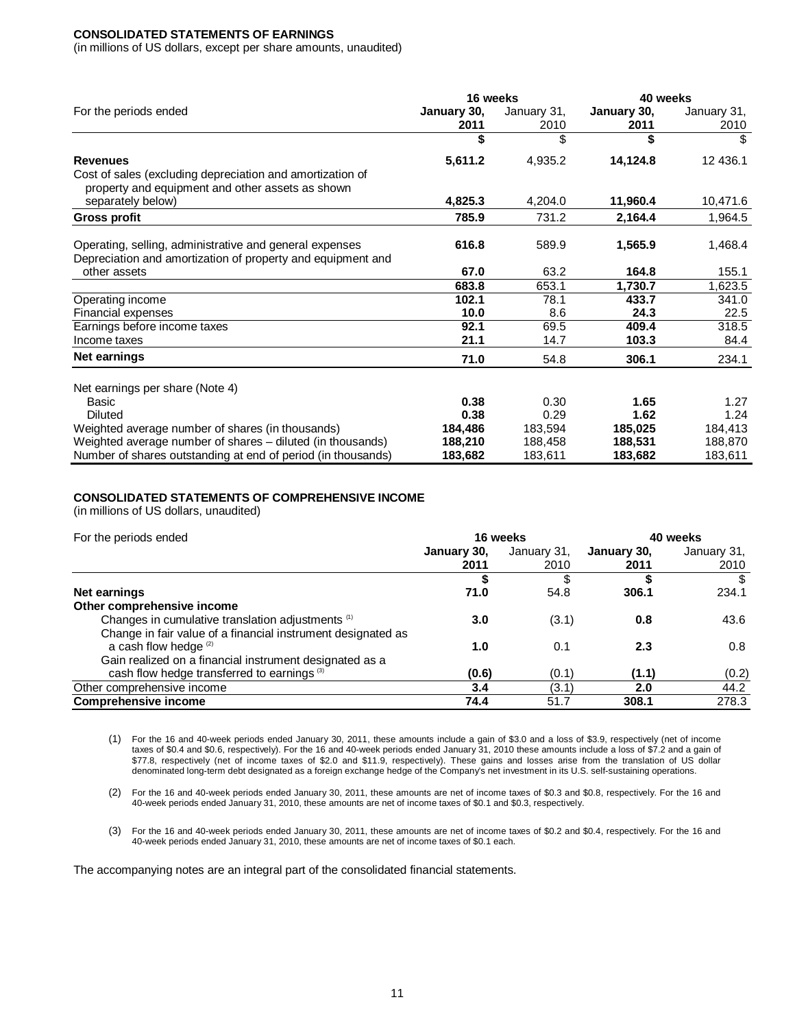**CONSOLIDATED STATEMENTS OF EARNINGS**

(in millions of US dollars, except per share amounts, unaudited)

| For the periods ended | 16 weeks | | 40 weeks | |
|---|---|---|---|---|
| | **January 30, 2011** | January 31, 2010 | **January 30, 2011** | January 31, 2010 |
| | **$** | $ | **$** | $ |
| **Revenues** | **5,611.2** | 4,935.2 | **14,124.8** | 12 436.1 |
| Cost of sales (excluding depreciation and amortization of property and equipment and other assets as shown separately below) | **4,825.3** | 4,204.0 | **11,960.4** | 10,471.6 |
| **Gross profit** | **785.9** | 731.2 | **2,164.4** | 1,964.5 |
| Operating, selling, administrative and general expenses | **616.8** | 589.9 | **1,565.9** | 1,468.4 |
| Depreciation and amortization of property and equipment and other assets | **67.0** | 63.2 | **164.8** | 155.1 |
| | **683.8** | 653.1 | **1,730.7** | 1,623.5 |
| Operating income | **102.1** | 78.1 | **433.7** | 341.0 |
| Financial expenses | **10.0** | 8.6 | **24.3** | 22.5 |
| Earnings before income taxes | **92.1** | 69.5 | **409.4** | 318.5 |
| Income taxes | **21.1** | 14.7 | **103.3** | 84.4 |
| **Net earnings** | **71.0** | 54.8 | **306.1** | 234.1 |
| Net earnings per share (Note 4) | | | | |
| Basic | **0.38** | 0.30 | **1.65** | 1.27 |
| Diluted | **0.38** | 0.29 | **1.62** | 1.24 |
| Weighted average number of shares (in thousands) | **184,486** | 183,594 | **185,025** | 184,413 |
| Weighted average number of shares – diluted (in thousands) | **188,210** | 188,458 | **188,531** | 188,870 |
| Number of shares outstanding at end of period (in thousands) | **183,682** | 183,611 | **183,682** | 183,611 |

**CONSOLIDATED STATEMENTS OF COMPREHENSIVE INCOME**

(in millions of US dollars, unaudited)

| For the periods ended | 16 weeks | | 40 weeks | |
|---|---|---|---|---|
| | **January 30, 2011** | January 31, 2010 | **January 30, 2011** | January 31, 2010 |
| | **$** | $ | **$** | $ |
| **Net earnings** | **71.0** | 54.8 | **306.1** | 234.1 |
| **Other comprehensive income** | | | | |
| Changes in cumulative translation adjustments (1) | **3.0** | (3.1) | **0.8** | 43.6 |
| Change in fair value of a financial instrument designated as a cash flow hedge (2) | **1.0** | 0.1 | **2.3** | 0.8 |
| Gain realized on a financial instrument designated as a cash flow hedge transferred to earnings (3) | **(0.6)** | (0.1) | **(1.1)** | (0.2) |
| Other comprehensive income | **3.4** | (3.1) | **2.0** | 44.2 |
| **Comprehensive income** | **74.4** | 51.7 | **308.1** | 278.3 |

(1) For the 16 and 40-week periods ended January 30, 2011, these amounts include a gain of $3.0 and a loss of $3.9, respectively (net of income taxes of $0.4 and $0.6, respectively). For the 16 and 40-week periods ended January 31, 2010 these amounts include a loss of $7.2 and a gain of $77.8, respectively (net of income taxes of $2.0 and $11.9, respectively). These gains and losses arise from the translation of US dollar denominated long-term debt designated as a foreign exchange hedge of the Company's net investment in its U.S. self-sustaining operations.

(2) For the 16 and 40-week periods ended January 30, 2011, these amounts are net of income taxes of $0.3 and $0.8, respectively. For the 16 and 40-week periods ended January 31, 2010, these amounts are net of income taxes of $0.1 and $0.3, respectively.

(3) For the 16 and 40-week periods ended January 30, 2011, these amounts are net of income taxes of $0.2 and $0.4, respectively. For the 16 and 40-week periods ended January 31, 2010, these amounts are net of income taxes of $0.1 each.

The accompanying notes are an integral part of the consolidated financial statements.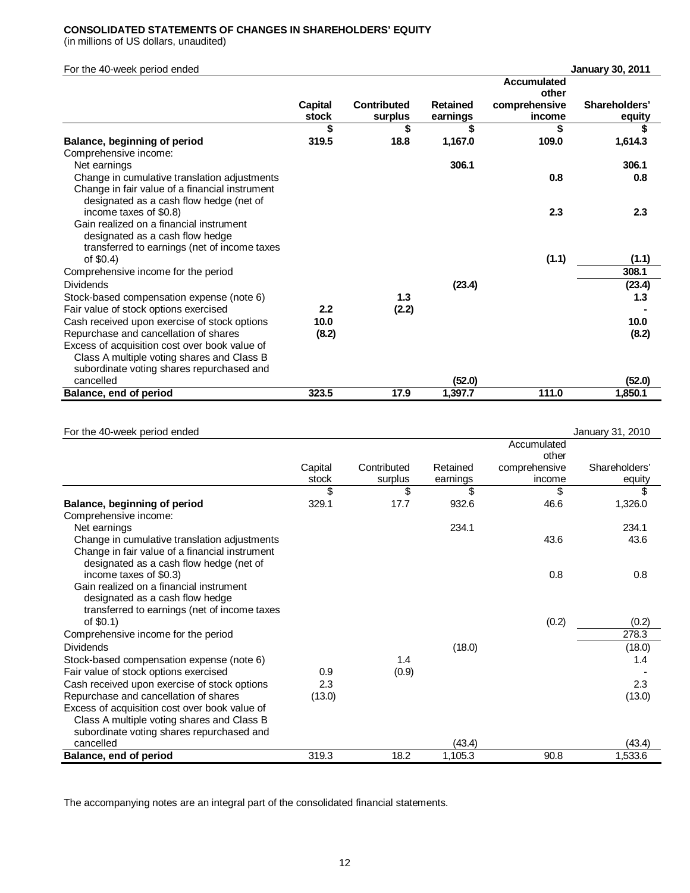**CONSOLIDATED STATEMENTS OF CHANGES IN SHAREHOLDERS' EQUITY**
(in millions of US dollars, unaudited)

For the 40-week period ended **January 30, 2011**

| | **Capital stock** | **Contributed surplus** | **Retained earnings** | **Accumulated other comprehensive income** | **Shareholders' equity** |
|---|---|---|---|---|---|
| | **$** | **$** | **$** | **$** | **$** |
| **Balance, beginning of period** | **319.5** | **18.8** | **1,167.0** | **109.0** | **1,614.3** |
| Comprehensive income: | | | | | |
| Net earnings | | | **306.1** | | **306.1** |
| Change in cumulative translation adjustments | | | | **0.8** | **0.8** |
| Change in fair value of a financial instrument designated as a cash flow hedge (net of income taxes of $0.8) | | | | **2.3** | **2.3** |
| Gain realized on a financial instrument designated as a cash flow hedge transferred to earnings (net of income taxes of $0.4) | | | | **(1.1)** | **(1.1)** |
| Comprehensive income for the period | | | | | **308.1** |
| Dividends | | | **(23.4)** | | **(23.4)** |
| Stock-based compensation expense (note 6) | | **1.3** | | | **1.3** |
| Fair value of stock options exercised | **2.2** | **(2.2)** | | | **-** |
| Cash received upon exercise of stock options | **10.0** | | | | **10.0** |
| Repurchase and cancellation of shares | **(8.2)** | | | | **(8.2)** |
| Excess of acquisition cost over book value of Class A multiple voting shares and Class B subordinate voting shares repurchased and cancelled | | | **(52.0)** | | **(52.0)** |
| **Balance, end of period** | **323.5** | **17.9** | **1,397.7** | **111.0** | **1,850.1** |

For the 40-week period ended January 31, 2010

| | Capital stock | Contributed surplus | Retained earnings | Accumulated other comprehensive income | Shareholders' equity |
|---|---|---|---|---|---|
| | $ | $ | $ | $ | $ |
| **Balance, beginning of period** | 329.1 | 17.7 | 932.6 | 46.6 | 1,326.0 |
| Comprehensive income: | | | | | |
| Net earnings | | | 234.1 | | 234.1 |
| Change in cumulative translation adjustments | | | | 43.6 | 43.6 |
| Change in fair value of a financial instrument designated as a cash flow hedge (net of income taxes of $0.3) | | | | 0.8 | 0.8 |
| Gain realized on a financial instrument designated as a cash flow hedge transferred to earnings (net of income taxes of $0.1) | | | | (0.2) | (0.2) |
| Comprehensive income for the period | | | | | 278.3 |
| Dividends | | | (18.0) | | (18.0) |
| Stock-based compensation expense (note 6) | | 1.4 | | | 1.4 |
| Fair value of stock options exercised | 0.9 | (0.9) | | | - |
| Cash received upon exercise of stock options | 2.3 | | | | 2.3 |
| Repurchase and cancellation of shares | (13.0) | | | | (13.0) |
| Excess of acquisition cost over book value of Class A multiple voting shares and Class B subordinate voting shares repurchased and cancelled | | | (43.4) | | (43.4) |
| **Balance, end of period** | 319.3 | 18.2 | 1,105.3 | 90.8 | 1,533.6 |

The accompanying notes are an integral part of the consolidated financial statements.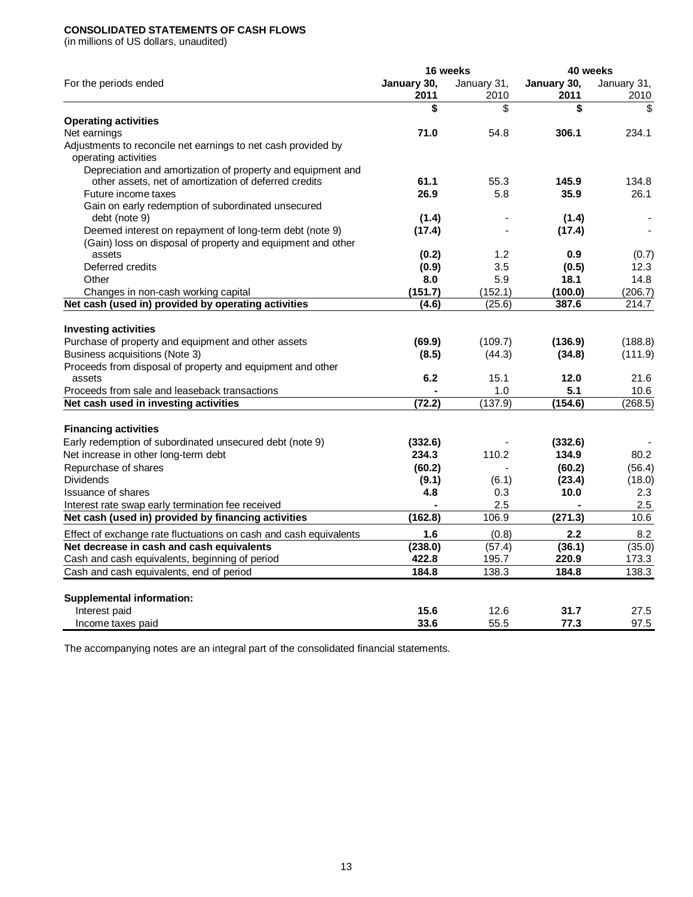**CONSOLIDATED STATEMENTS OF CASH FLOWS**
(in millions of US dollars, unaudited)

| For the periods ended | 16 weeks January 30, 2011 | 16 weeks January 31, 2010 | 40 weeks January 30, 2011 | 40 weeks January 31, 2010 |
|---|---|---|---|---|
| | **$** | $ | **$** | $ |
| **Operating activities** | | | | |
| Net earnings | **71.0** | 54.8 | **306.1** | 234.1 |
| Adjustments to reconcile net earnings to net cash provided by operating activities | | | | |
| Depreciation and amortization of property and equipment and other assets, net of amortization of deferred credits | **61.1** | 55.3 | **145.9** | 134.8 |
| Future income taxes | **26.9** | 5.8 | **35.9** | 26.1 |
| Gain on early redemption of subordinated unsecured debt (note 9) | **(1.4)** | - | **(1.4)** | - |
| Deemed interest on repayment of long-term debt (note 9) | **(17.4)** | - | **(17.4)** | - |
| (Gain) loss on disposal of property and equipment and other assets | **(0.2)** | 1.2 | **0.9** | (0.7) |
| Deferred credits | **(0.9)** | 3.5 | **(0.5)** | 12.3 |
| Other | **8.0** | 5.9 | **18.1** | 14.8 |
| Changes in non-cash working capital | **(151.7)** | (152.1) | **(100.0)** | (206.7) |
| **Net cash (used in) provided by operating activities** | **(4.6)** | (25.6) | **387.6** | 214.7 |
| **Investing activities** | | | | |
| Purchase of property and equipment and other assets | **(69.9)** | (109.7) | **(136.9)** | (188.8) |
| Business acquisitions (Note 3) | **(8.5)** | (44.3) | **(34.8)** | (111.9) |
| Proceeds from disposal of property and equipment and other assets | **6.2** | 15.1 | **12.0** | 21.6 |
| Proceeds from sale and leaseback transactions | **-** | 1.0 | **5.1** | 10.6 |
| **Net cash used in investing activities** | **(72.2)** | (137.9) | **(154.6)** | (268.5) |
| **Financing activities** | | | | |
| Early redemption of subordinated unsecured debt (note 9) | **(332.6)** | - | **(332.6)** | - |
| Net increase in other long-term debt | **234.3** | 110.2 | **134.9** | 80.2 |
| Repurchase of shares | **(60.2)** | - | **(60.2)** | (56.4) |
| Dividends | **(9.1)** | (6.1) | **(23.4)** | (18.0) |
| Issuance of shares | **4.8** | 0.3 | **10.0** | 2.3 |
| Interest rate swap early termination fee received | **-** | 2.5 | **-** | 2.5 |
| **Net cash (used in) provided by financing activities** | **(162.8)** | 106.9 | **(271.3)** | 10.6 |
| Effect of exchange rate fluctuations on cash and cash equivalents | **1.6** | (0.8) | **2.2** | 8.2 |
| **Net decrease in cash and cash equivalents** | **(238.0)** | (57.4) | **(36.1)** | (35.0) |
| Cash and cash equivalents, beginning of period | **422.8** | 195.7 | **220.9** | 173.3 |
| Cash and cash equivalents, end of period | **184.8** | 138.3 | **184.8** | 138.3 |
| **Supplemental information:** | | | | |
| Interest paid | **15.6** | 12.6 | **31.7** | 27.5 |
| Income taxes paid | **33.6** | 55.5 | **77.3** | 97.5 |

The accompanying notes are an integral part of the consolidated financial statements.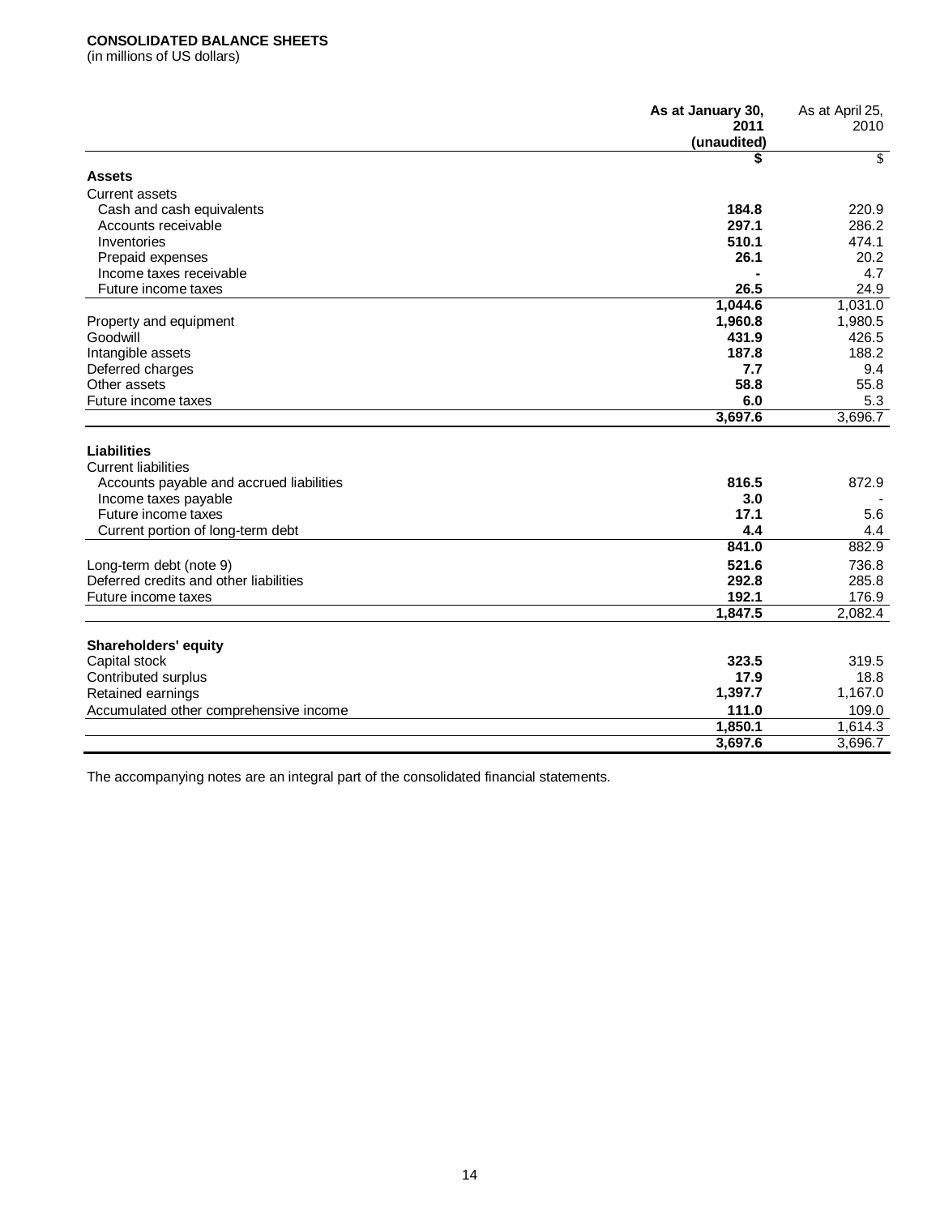**CONSOLIDATED BALANCE SHEETS**
(in millions of US dollars)

| | **As at January 30, 2011 (unaudited)** | As at April 25, 2010 |
|---|---|---|
| | **$** | $ |
| **Assets** | | |
| Current assets | | |
| Cash and cash equivalents | **184.8** | 220.9 |
| Accounts receivable | **297.1** | 286.2 |
| Inventories | **510.1** | 474.1 |
| Prepaid expenses | **26.1** | 20.2 |
| Income taxes receivable | **-** | 4.7 |
| Future income taxes | **26.5** | 24.9 |
| | **1,044.6** | 1,031.0 |
| Property and equipment | **1,960.8** | 1,980.5 |
| Goodwill | **431.9** | 426.5 |
| Intangible assets | **187.8** | 188.2 |
| Deferred charges | **7.7** | 9.4 |
| Other assets | **58.8** | 55.8 |
| Future income taxes | **6.0** | 5.3 |
| | **3,697.6** | 3,696.7 |
| **Liabilities** | | |
| Current liabilities | | |
| Accounts payable and accrued liabilities | **816.5** | 872.9 |
| Income taxes payable | **3.0** | - |
| Future income taxes | **17.1** | 5.6 |
| Current portion of long-term debt | **4.4** | 4.4 |
| | **841.0** | 882.9 |
| Long-term debt (note 9) | **521.6** | 736.8 |
| Deferred credits and other liabilities | **292.8** | 285.8 |
| Future income taxes | **192.1** | 176.9 |
| | **1,847.5** | 2,082.4 |
| **Shareholders' equity** | | |
| Capital stock | **323.5** | 319.5 |
| Contributed surplus | **17.9** | 18.8 |
| Retained earnings | **1,397.7** | 1,167.0 |
| Accumulated other comprehensive income | **111.0** | 109.0 |
| | **1,850.1** | 1,614.3 |
| | **3,697.6** | 3,696.7 |

The accompanying notes are an integral part of the consolidated financial statements.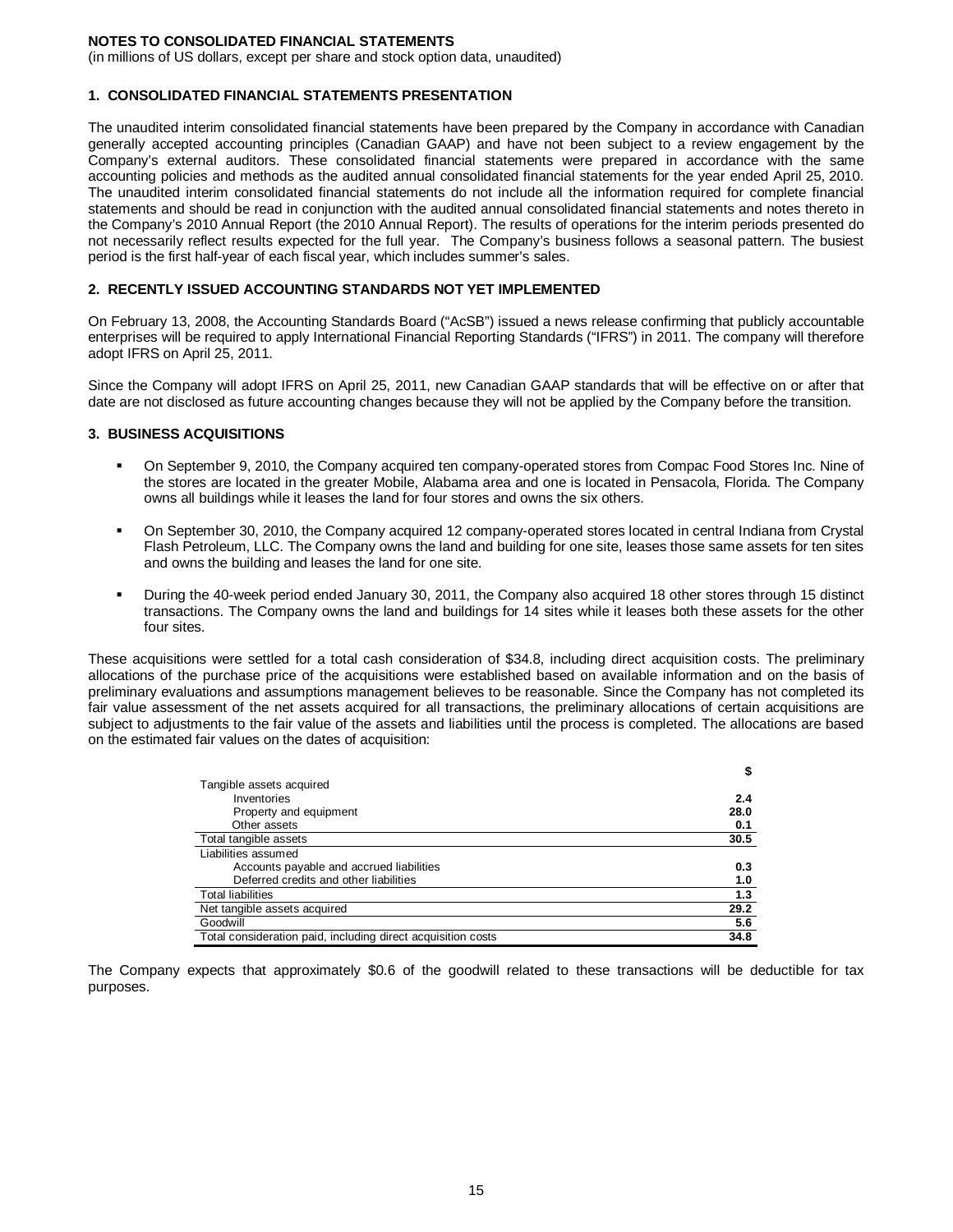**NOTES TO CONSOLIDATED FINANCIAL STATEMENTS**
(in millions of US dollars, except per share and stock option data, unaudited)

### 1. CONSOLIDATED FINANCIAL STATEMENTS PRESENTATION

The unaudited interim consolidated financial statements have been prepared by the Company in accordance with Canadian generally accepted accounting principles (Canadian GAAP) and have not been subject to a review engagement by the Company's external auditors. These consolidated financial statements were prepared in accordance with the same accounting policies and methods as the audited annual consolidated financial statements for the year ended April 25, 2010. The unaudited interim consolidated financial statements do not include all the information required for complete financial statements and should be read in conjunction with the audited annual consolidated financial statements and notes thereto in the Company's 2010 Annual Report (the 2010 Annual Report). The results of operations for the interim periods presented do not necessarily reflect results expected for the full year. The Company's business follows a seasonal pattern. The busiest period is the first half-year of each fiscal year, which includes summer's sales.

### 2. RECENTLY ISSUED ACCOUNTING STANDARDS NOT YET IMPLEMENTED

On February 13, 2008, the Accounting Standards Board ("AcSB") issued a news release confirming that publicly accountable enterprises will be required to apply International Financial Reporting Standards ("IFRS") in 2011. The company will therefore adopt IFRS on April 25, 2011.

Since the Company will adopt IFRS on April 25, 2011, new Canadian GAAP standards that will be effective on or after that date are not disclosed as future accounting changes because they will not be applied by the Company before the transition.

### 3. BUSINESS ACQUISITIONS

- On September 9, 2010, the Company acquired ten company-operated stores from Compac Food Stores Inc. Nine of the stores are located in the greater Mobile, Alabama area and one is located in Pensacola, Florida. The Company owns all buildings while it leases the land for four stores and owns the six others.
- On September 30, 2010, the Company acquired 12 company-operated stores located in central Indiana from Crystal Flash Petroleum, LLC. The Company owns the land and building for one site, leases those same assets for ten sites and owns the building and leases the land for one site.
- During the 40-week period ended January 30, 2011, the Company also acquired 18 other stores through 15 distinct transactions. The Company owns the land and buildings for 14 sites while it leases both these assets for the other four sites.

These acquisitions were settled for a total cash consideration of $34.8, including direct acquisition costs. The preliminary allocations of the purchase price of the acquisitions were established based on available information and on the basis of preliminary evaluations and assumptions management believes to be reasonable. Since the Company has not completed its fair value assessment of the net assets acquired for all transactions, the preliminary allocations of certain acquisitions are subject to adjustments to the fair value of the assets and liabilities until the process is completed. The allocations are based on the estimated fair values on the dates of acquisition:

| | $ |
|---|---|
| Tangible assets acquired | |
| Inventories | 2.4 |
| Property and equipment | 28.0 |
| Other assets | 0.1 |
| Total tangible assets | 30.5 |
| Liabilities assumed | |
| Accounts payable and accrued liabilities | 0.3 |
| Deferred credits and other liabilities | 1.0 |
| Total liabilities | 1.3 |
| Net tangible assets acquired | 29.2 |
| Goodwill | 5.6 |
| Total consideration paid, including direct acquisition costs | 34.8 |

The Company expects that approximately $0.6 of the goodwill related to these transactions will be deductible for tax purposes.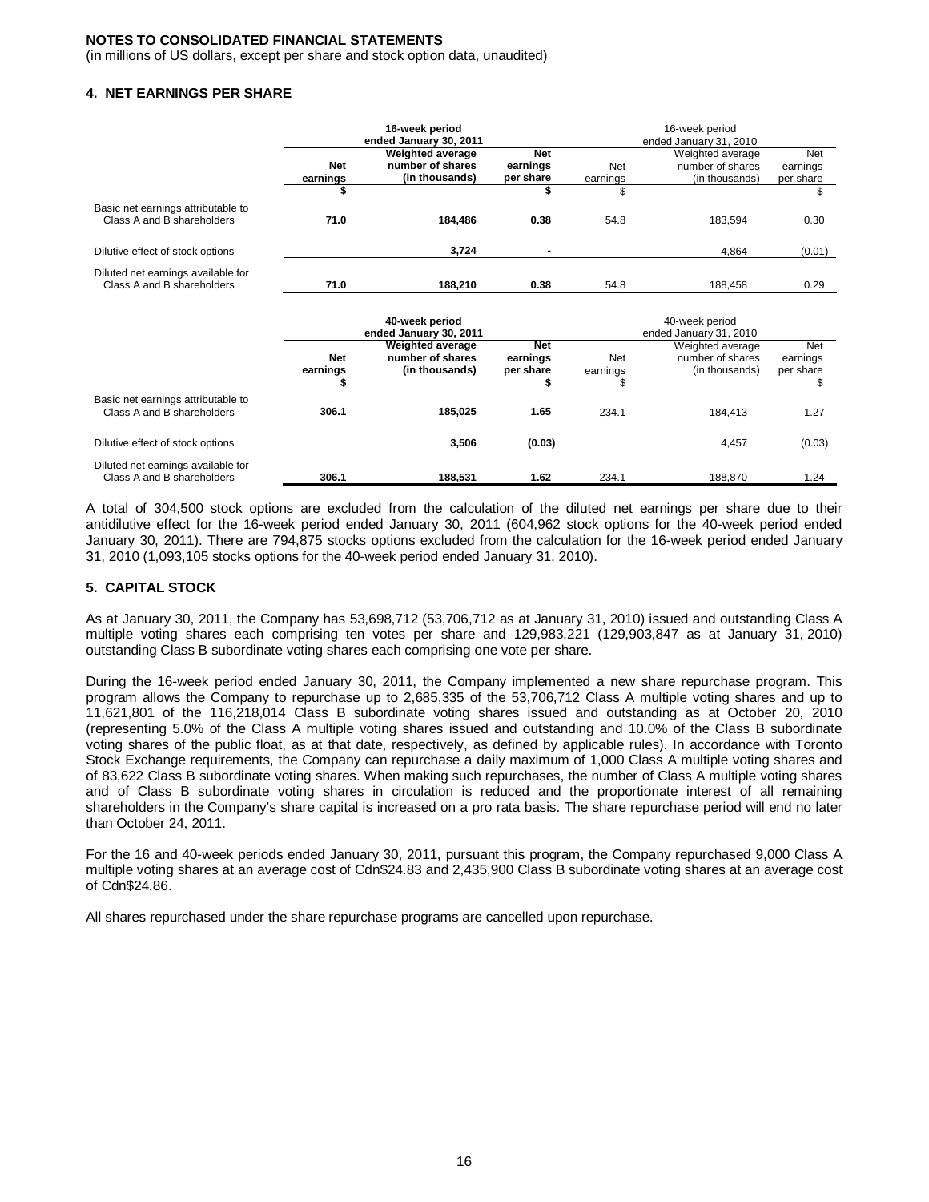**NOTES TO CONSOLIDATED FINANCIAL STATEMENTS**
(in millions of US dollars, except per share and stock option data, unaudited)

## 4. NET EARNINGS PER SHARE

| | **16-week period ended January 30, 2011** | | | 16-week period ended January 31, 2010 | | |
|---|---|---|---|---|---|---|
| | **Net earnings** | **Weighted average number of shares (in thousands)** | **Net earnings per share** | Net earnings | Weighted average number of shares (in thousands) | Net earnings per share |
| | **$** | | **$** | $ | | $ |
| Basic net earnings attributable to Class A and B shareholders | **71.0** | **184,486** | **0.38** | 54.8 | 183,594 | 0.30 |
| Dilutive effect of stock options | | **3,724** | **-** | | 4,864 | (0.01) |
| Diluted net earnings available for Class A and B shareholders | **71.0** | **188,210** | **0.38** | 54.8 | 188,458 | 0.29 |

| | **40-week period ended January 30, 2011** | | | 40-week period ended January 31, 2010 | | |
|---|---|---|---|---|---|---|
| | **Net earnings** | **Weighted average number of shares (in thousands)** | **Net earnings per share** | Net earnings | Weighted average number of shares (in thousands) | Net earnings per share |
| | **$** | | **$** | $ | | $ |
| Basic net earnings attributable to Class A and B shareholders | **306.1** | **185,025** | **1.65** | 234.1 | 184,413 | 1.27 |
| Dilutive effect of stock options | | **3,506** | **(0.03)** | | 4,457 | (0.03) |
| Diluted net earnings available for Class A and B shareholders | **306.1** | **188,531** | **1.62** | 234.1 | 188,870 | 1.24 |

A total of 304,500 stock options are excluded from the calculation of the diluted net earnings per share due to their antidilutive effect for the 16-week period ended January 30, 2011 (604,962 stock options for the 40-week period ended January 30, 2011). There are 794,875 stocks options excluded from the calculation for the 16-week period ended January 31, 2010 (1,093,105 stocks options for the 40-week period ended January 31, 2010).

## 5. CAPITAL STOCK

As at January 30, 2011, the Company has 53,698,712 (53,706,712 as at January 31, 2010) issued and outstanding Class A multiple voting shares each comprising ten votes per share and 129,983,221 (129,903,847 as at January 31, 2010) outstanding Class B subordinate voting shares each comprising one vote per share.

During the 16-week period ended January 30, 2011, the Company implemented a new share repurchase program. This program allows the Company to repurchase up to 2,685,335 of the 53,706,712 Class A multiple voting shares and up to 11,621,801 of the 116,218,014 Class B subordinate voting shares issued and outstanding as at October 20, 2010 (representing 5.0% of the Class A multiple voting shares issued and outstanding and 10.0% of the Class B subordinate voting shares of the public float, as at that date, respectively, as defined by applicable rules). In accordance with Toronto Stock Exchange requirements, the Company can repurchase a daily maximum of 1,000 Class A multiple voting shares and of 83,622 Class B subordinate voting shares. When making such repurchases, the number of Class A multiple voting shares and of Class B subordinate voting shares in circulation is reduced and the proportionate interest of all remaining shareholders in the Company's share capital is increased on a pro rata basis. The share repurchase period will end no later than October 24, 2011.

For the 16 and 40-week periods ended January 30, 2011, pursuant this program, the Company repurchased 9,000 Class A multiple voting shares at an average cost of Cdn$24.83 and 2,435,900 Class B subordinate voting shares at an average cost of Cdn$24.86.

All shares repurchased under the share repurchase programs are cancelled upon repurchase.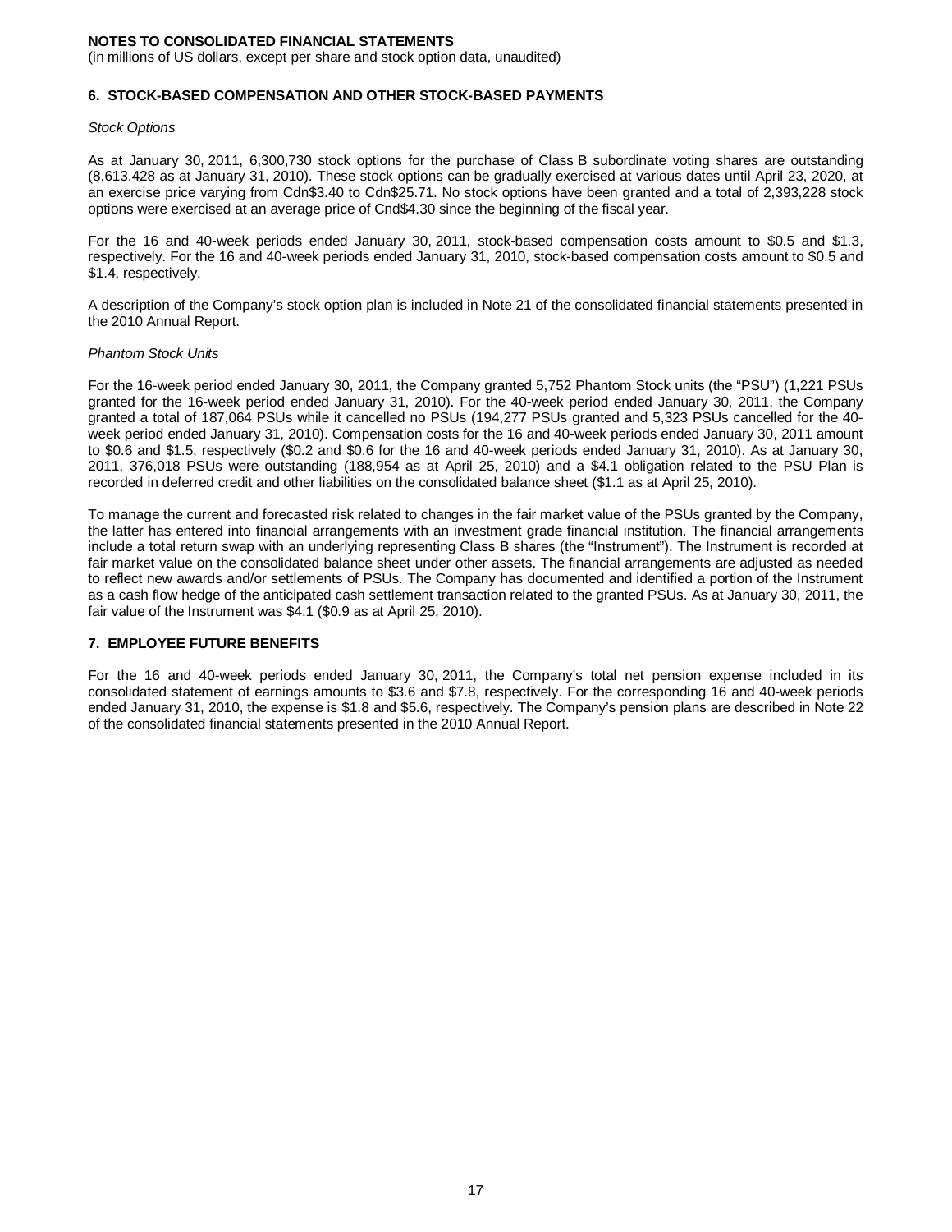**NOTES TO CONSOLIDATED FINANCIAL STATEMENTS**
(in millions of US dollars, except per share and stock option data, unaudited)

## 6. STOCK-BASED COMPENSATION AND OTHER STOCK-BASED PAYMENTS

*Stock Options*

As at January 30, 2011, 6,300,730 stock options for the purchase of Class B subordinate voting shares are outstanding (8,613,428 as at January 31, 2010). These stock options can be gradually exercised at various dates until April 23, 2020, at an exercise price varying from Cdn$3.40 to Cdn$25.71. No stock options have been granted and a total of 2,393,228 stock options were exercised at an average price of Cnd$4.30 since the beginning of the fiscal year.

For the 16 and 40-week periods ended January 30, 2011, stock-based compensation costs amount to $0.5 and $1.3, respectively. For the 16 and 40-week periods ended January 31, 2010, stock-based compensation costs amount to $0.5 and $1.4, respectively.

A description of the Company's stock option plan is included in Note 21 of the consolidated financial statements presented in the 2010 Annual Report.

*Phantom Stock Units*

For the 16-week period ended January 30, 2011, the Company granted 5,752 Phantom Stock units (the "PSU") (1,221 PSUs granted for the 16-week period ended January 31, 2010). For the 40-week period ended January 30, 2011, the Company granted a total of 187,064 PSUs while it cancelled no PSUs (194,277 PSUs granted and 5,323 PSUs cancelled for the 40-week period ended January 31, 2010). Compensation costs for the 16 and 40-week periods ended January 30, 2011 amount to $0.6 and $1.5, respectively ($0.2 and $0.6 for the 16 and 40-week periods ended January 31, 2010). As at January 30, 2011, 376,018 PSUs were outstanding (188,954 as at April 25, 2010) and a $4.1 obligation related to the PSU Plan is recorded in deferred credit and other liabilities on the consolidated balance sheet ($1.1 as at April 25, 2010).

To manage the current and forecasted risk related to changes in the fair market value of the PSUs granted by the Company, the latter has entered into financial arrangements with an investment grade financial institution. The financial arrangements include a total return swap with an underlying representing Class B shares (the "Instrument"). The Instrument is recorded at fair market value on the consolidated balance sheet under other assets. The financial arrangements are adjusted as needed to reflect new awards and/or settlements of PSUs. The Company has documented and identified a portion of the Instrument as a cash flow hedge of the anticipated cash settlement transaction related to the granted PSUs. As at January 30, 2011, the fair value of the Instrument was $4.1 ($0.9 as at April 25, 2010).

## 7. EMPLOYEE FUTURE BENEFITS

For the 16 and 40-week periods ended January 30, 2011, the Company's total net pension expense included in its consolidated statement of earnings amounts to $3.6 and $7.8, respectively. For the corresponding 16 and 40-week periods ended January 31, 2010, the expense is $1.8 and $5.6, respectively. The Company's pension plans are described in Note 22 of the consolidated financial statements presented in the 2010 Annual Report.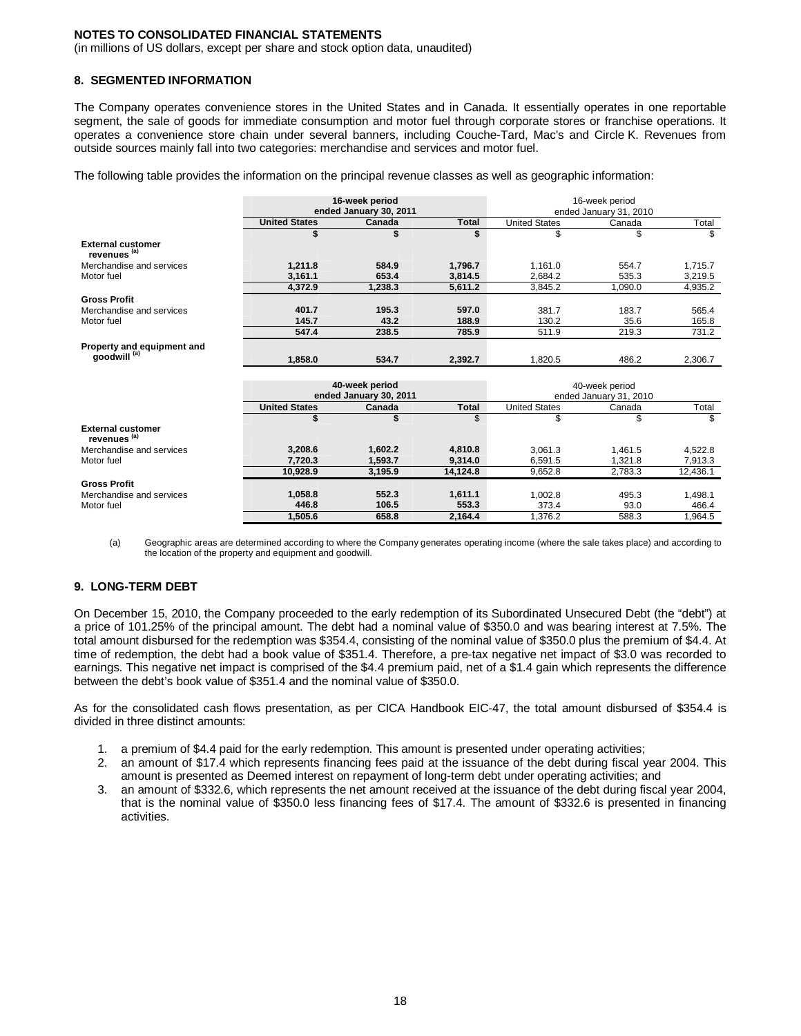**NOTES TO CONSOLIDATED FINANCIAL STATEMENTS**
(in millions of US dollars, except per share and stock option data, unaudited)

## 8. SEGMENTED INFORMATION

The Company operates convenience stores in the United States and in Canada. It essentially operates in one reportable segment, the sale of goods for immediate consumption and motor fuel through corporate stores or franchise operations. It operates a convenience store chain under several banners, including Couche-Tard, Mac's and Circle K. Revenues from outside sources mainly fall into two categories: merchandise and services and motor fuel.

The following table provides the information on the principal revenue classes as well as geographic information:

| | 16-week period ended January 30, 2011 | | | 16-week period ended January 31, 2010 | | |
|---|---|---|---|---|---|---|
| | **United States** | **Canada** | **Total** | United States | Canada | Total |
| | **$** | **$** | **$** | $ | $ | $ |
| **External customer revenues [(a)]** | | | | | | |
| Merchandise and services | **1,211.8** | **584.9** | **1,796.7** | 1,161.0 | 554.7 | 1,715.7 |
| Motor fuel | **3,161.1** | **653.4** | **3,814.5** | 2,684.2 | 535.3 | 3,219.5 |
| | **4,372.9** | **1,238.3** | **5,611.2** | 3,845.2 | 1,090.0 | 4,935.2 |
| **Gross Profit** | | | | | | |
| Merchandise and services | **401.7** | **195.3** | **597.0** | 381.7 | 183.7 | 565.4 |
| Motor fuel | **145.7** | **43.2** | **188.9** | 130.2 | 35.6 | 165.8 |
| | **547.4** | **238.5** | **785.9** | 511.9 | 219.3 | 731.2 |
| **Property and equipment and goodwill [(a)]** | **1,858.0** | **534.7** | **2,392.7** | 1,820.5 | 486.2 | 2,306.7 |

| | 40-week period ended January 30, 2011 | | | 40-week period ended January 31, 2010 | | |
|---|---|---|---|---|---|---|
| | **United States** | **Canada** | **Total** | United States | Canada | Total |
| | **$** | **$** | $ | $ | $ | $ |
| **External customer revenues [(a)]** | | | | | | |
| Merchandise and services | **3,208.6** | **1,602.2** | **4,810.8** | 3,061.3 | 1,461.5 | 4,522.8 |
| Motor fuel | **7,720.3** | **1,593.7** | **9,314.0** | 6,591.5 | 1,321.8 | 7,913.3 |
| | **10,928.9** | **3,195.9** | **14,124.8** | 9,652.8 | 2,783.3 | 12,436.1 |
| **Gross Profit** | | | | | | |
| Merchandise and services | **1,058.8** | **552.3** | **1,611.1** | 1,002.8 | 495.3 | 1,498.1 |
| Motor fuel | **446.8** | **106.5** | **553.3** | 373.4 | 93.0 | 466.4 |
| | **1,505.6** | **658.8** | **2,164.4** | 1,376.2 | 588.3 | 1,964.5 |

(a) Geographic areas are determined according to where the Company generates operating income (where the sale takes place) and according to the location of the property and equipment and goodwill.

## 9. LONG-TERM DEBT

On December 15, 2010, the Company proceeded to the early redemption of its Subordinated Unsecured Debt (the "debt") at a price of 101.25% of the principal amount. The debt had a nominal value of $350.0 and was bearing interest at 7.5%. The total amount disbursed for the redemption was $354.4, consisting of the nominal value of $350.0 plus the premium of $4.4. At time of redemption, the debt had a book value of $351.4. Therefore, a pre-tax negative net impact of $3.0 was recorded to earnings. This negative net impact is comprised of the $4.4 premium paid, net of a $1.4 gain which represents the difference between the debt's book value of $351.4 and the nominal value of $350.0.

As for the consolidated cash flows presentation, as per CICA Handbook EIC-47, the total amount disbursed of $354.4 is divided in three distinct amounts:

1. a premium of $4.4 paid for the early redemption. This amount is presented under operating activities;
2. an amount of $17.4 which represents financing fees paid at the issuance of the debt during fiscal year 2004. This amount is presented as Deemed interest on repayment of long-term debt under operating activities; and
3. an amount of $332.6, which represents the net amount received at the issuance of the debt during fiscal year 2004, that is the nominal value of $350.0 less financing fees of $17.4. The amount of $332.6 is presented in financing activities.